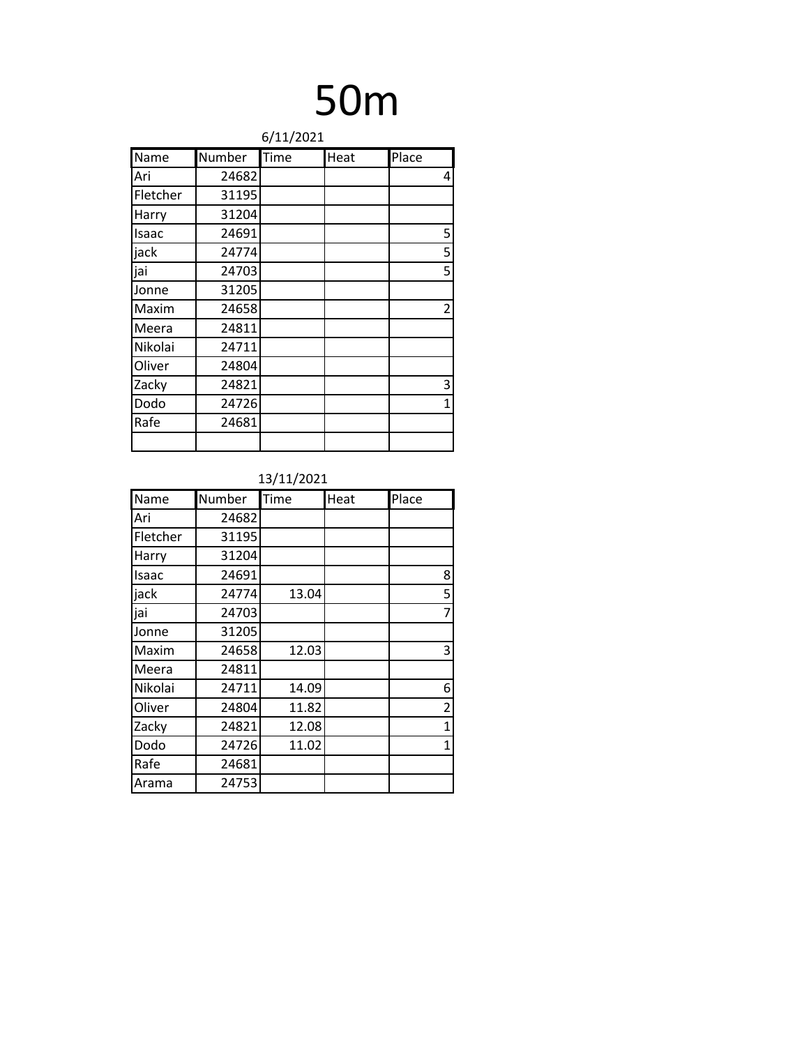# 50m

6/11/2021

| Name | Number | Time | Heat | Place |
|---|---|---|---|---|
| Ari | 24682 | | | 4 |
| Fletcher | 31195 | | | |
| Harry | 31204 | | | |
| Isaac | 24691 | | | 5 |
| jack | 24774 | | | 5 |
| jai | 24703 | | | 5 |
| Jonne | 31205 | | | |
| Maxim | 24658 | | | 2 |
| Meera | 24811 | | | |
| Nikolai | 24711 | | | |
| Oliver | 24804 | | | |
| Zacky | 24821 | | | 3 |
| Dodo | 24726 | | | 1 |
| Rafe | 24681 | | | |
| | | | | |

13/11/2021

| Name | Number | Time | Heat | Place |
|---|---|---|---|---|
| Ari | 24682 | | | |
| Fletcher | 31195 | | | |
| Harry | 31204 | | | |
| Isaac | 24691 | | | 8 |
| jack | 24774 | 13.04 | | 5 |
| jai | 24703 | | | 7 |
| Jonne | 31205 | | | |
| Maxim | 24658 | 12.03 | | 3 |
| Meera | 24811 | | | |
| Nikolai | 24711 | 14.09 | | 6 |
| Oliver | 24804 | 11.82 | | 2 |
| Zacky | 24821 | 12.08 | | 1 |
| Dodo | 24726 | 11.02 | | 1 |
| Rafe | 24681 | | | |
| Arama | 24753 | | | |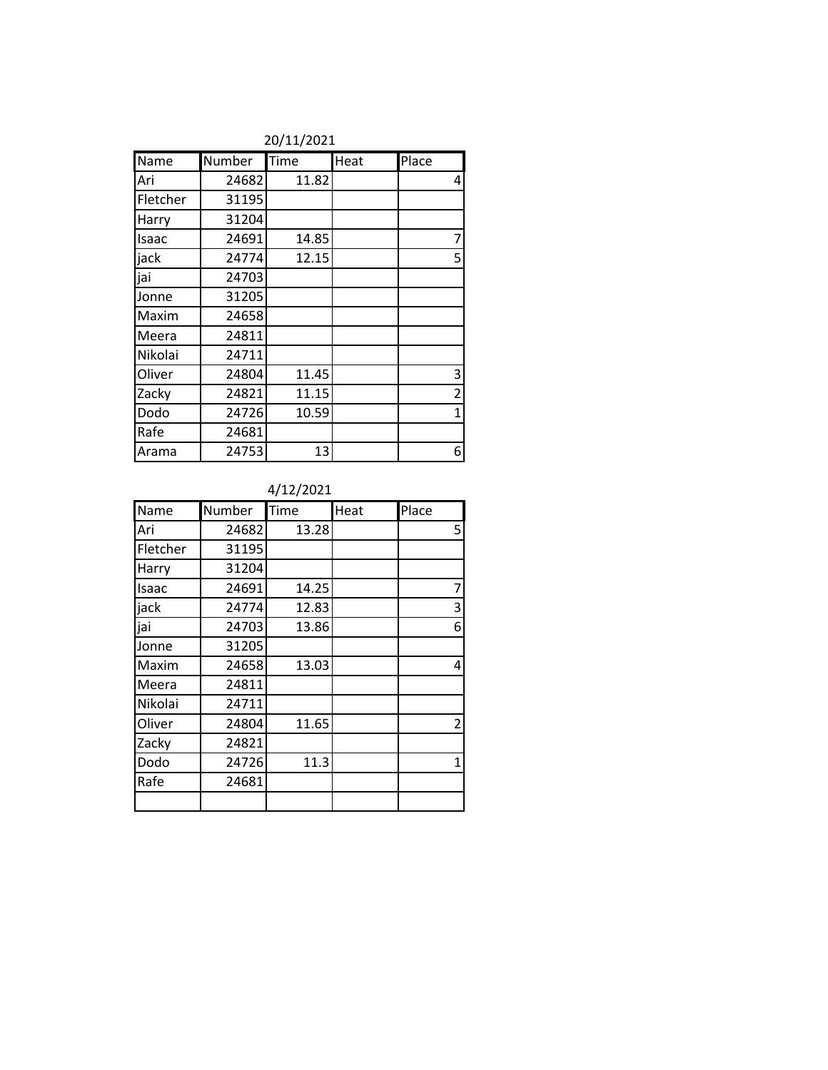20/11/2021

| Name | Number | Time | Heat | Place |
| --- | --- | --- | --- | --- |
| Ari | 24682 | 11.82 | | 4 |
| Fletcher | 31195 | | | |
| Harry | 31204 | | | |
| Isaac | 24691 | 14.85 | | 7 |
| jack | 24774 | 12.15 | | 5 |
| jai | 24703 | | | |
| Jonne | 31205 | | | |
| Maxim | 24658 | | | |
| Meera | 24811 | | | |
| Nikolai | 24711 | | | |
| Oliver | 24804 | 11.45 | | 3 |
| Zacky | 24821 | 11.15 | | 2 |
| Dodo | 24726 | 10.59 | | 1 |
| Rafe | 24681 | | | |
| Arama | 24753 | 13 | | 6 |

4/12/2021

| Name | Number | Time | Heat | Place |
| --- | --- | --- | --- | --- |
| Ari | 24682 | 13.28 | | 5 |
| Fletcher | 31195 | | | |
| Harry | 31204 | | | |
| Isaac | 24691 | 14.25 | | 7 |
| jack | 24774 | 12.83 | | 3 |
| jai | 24703 | 13.86 | | 6 |
| Jonne | 31205 | | | |
| Maxim | 24658 | 13.03 | | 4 |
| Meera | 24811 | | | |
| Nikolai | 24711 | | | |
| Oliver | 24804 | 11.65 | | 2 |
| Zacky | 24821 | | | |
| Dodo | 24726 | 11.3 | | 1 |
| Rafe | 24681 | | | |
| | | | | |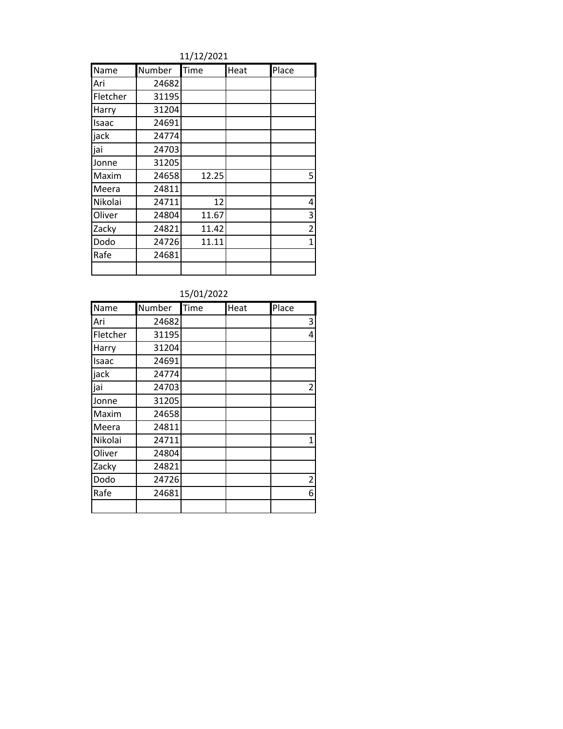11/12/2021

| Name | Number | Time | Heat | Place |
|---|---|---|---|---|
| Ari | 24682 | | | |
| Fletcher | 31195 | | | |
| Harry | 31204 | | | |
| Isaac | 24691 | | | |
| jack | 24774 | | | |
| jai | 24703 | | | |
| Jonne | 31205 | | | |
| Maxim | 24658 | 12.25 | | 5 |
| Meera | 24811 | | | |
| Nikolai | 24711 | 12 | | 4 |
| Oliver | 24804 | 11.67 | | 3 |
| Zacky | 24821 | 11.42 | | 2 |
| Dodo | 24726 | 11.11 | | 1 |
| Rafe | 24681 | | | |
| | | | | |

15/01/2022

| Name | Number | Time | Heat | Place |
|---|---|---|---|---|
| Ari | 24682 | | | 3 |
| Fletcher | 31195 | | | 4 |
| Harry | 31204 | | | |
| Isaac | 24691 | | | |
| jack | 24774 | | | |
| jai | 24703 | | | 2 |
| Jonne | 31205 | | | |
| Maxim | 24658 | | | |
| Meera | 24811 | | | |
| Nikolai | 24711 | | | 1 |
| Oliver | 24804 | | | |
| Zacky | 24821 | | | |
| Dodo | 24726 | | | 2 |
| Rafe | 24681 | | | 6 |
| | | | | |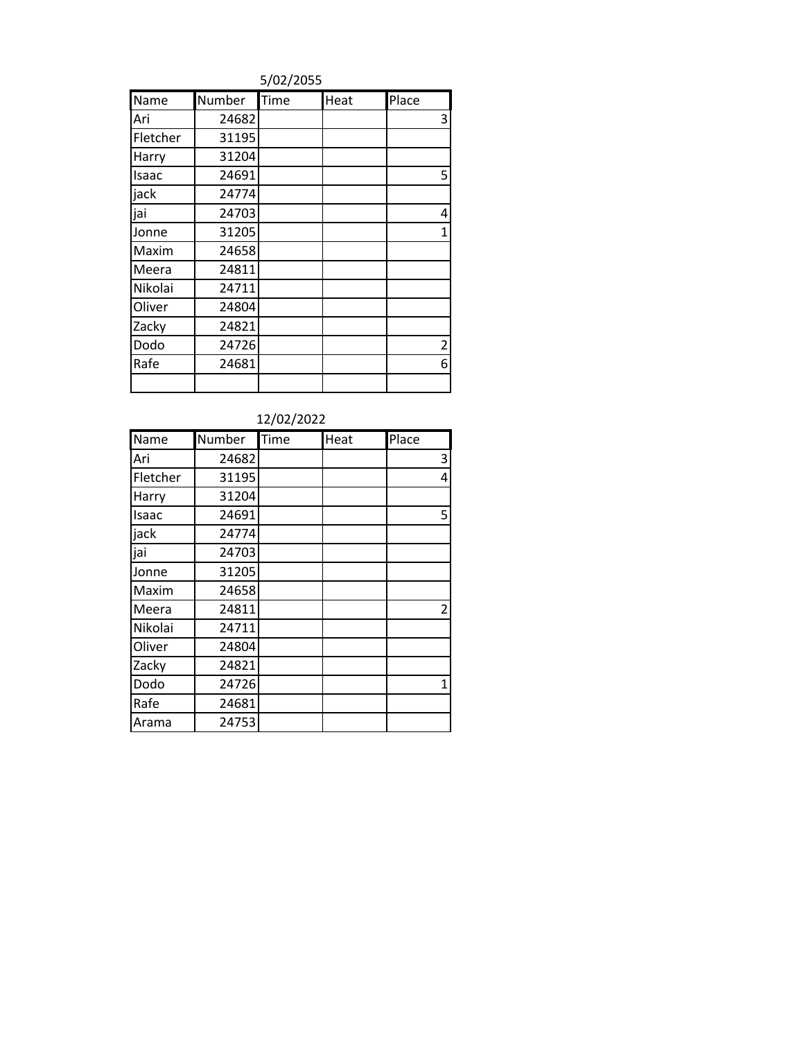5/02/2055

| Name | Number | Time | Heat | Place |
|---|---|---|---|---|
| Ari | 24682 | | | 3 |
| Fletcher | 31195 | | | |
| Harry | 31204 | | | |
| Isaac | 24691 | | | 5 |
| jack | 24774 | | | |
| jai | 24703 | | | 4 |
| Jonne | 31205 | | | 1 |
| Maxim | 24658 | | | |
| Meera | 24811 | | | |
| Nikolai | 24711 | | | |
| Oliver | 24804 | | | |
| Zacky | 24821 | | | |
| Dodo | 24726 | | | 2 |
| Rafe | 24681 | | | 6 |
| | | | | |

12/02/2022

| Name | Number | Time | Heat | Place |
|---|---|---|---|---|
| Ari | 24682 | | | 3 |
| Fletcher | 31195 | | | 4 |
| Harry | 31204 | | | |
| Isaac | 24691 | | | 5 |
| jack | 24774 | | | |
| jai | 24703 | | | |
| Jonne | 31205 | | | |
| Maxim | 24658 | | | |
| Meera | 24811 | | | 2 |
| Nikolai | 24711 | | | |
| Oliver | 24804 | | | |
| Zacky | 24821 | | | |
| Dodo | 24726 | | | 1 |
| Rafe | 24681 | | | |
| Arama | 24753 | | | |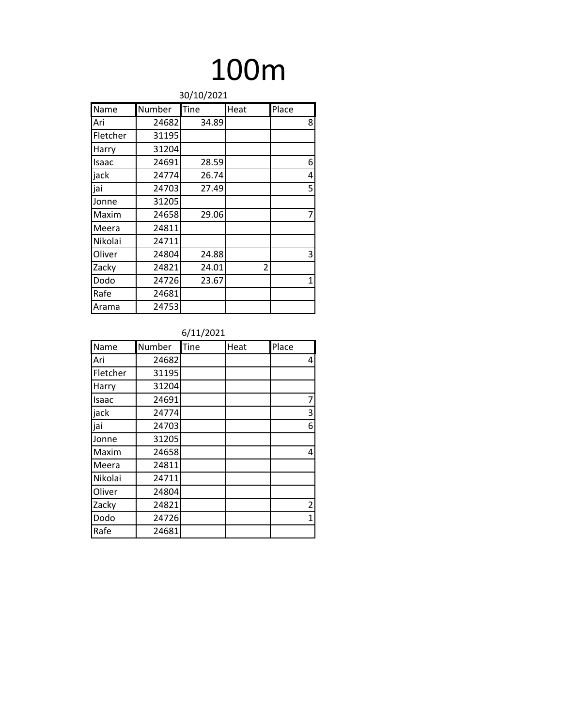# 100m

30/10/2021

| Name | Number | Tine | Heat | Place |
|---|---|---|---|---|
| Ari | 24682 | 34.89 | | 8 |
| Fletcher | 31195 | | | |
| Harry | 31204 | | | |
| Isaac | 24691 | 28.59 | | 6 |
| jack | 24774 | 26.74 | | 4 |
| jai | 24703 | 27.49 | | 5 |
| Jonne | 31205 | | | |
| Maxim | 24658 | 29.06 | | 7 |
| Meera | 24811 | | | |
| Nikolai | 24711 | | | |
| Oliver | 24804 | 24.88 | | 3 |
| Zacky | 24821 | 24.01 | 2 | |
| Dodo | 24726 | 23.67 | | 1 |
| Rafe | 24681 | | | |
| Arama | 24753 | | | |

6/11/2021

| Name | Number | Tine | Heat | Place |
|---|---|---|---|---|
| Ari | 24682 | | | 4 |
| Fletcher | 31195 | | | |
| Harry | 31204 | | | |
| Isaac | 24691 | | | 7 |
| jack | 24774 | | | 3 |
| jai | 24703 | | | 6 |
| Jonne | 31205 | | | |
| Maxim | 24658 | | | 4 |
| Meera | 24811 | | | |
| Nikolai | 24711 | | | |
| Oliver | 24804 | | | |
| Zacky | 24821 | | | 2 |
| Dodo | 24726 | | | 1 |
| Rafe | 24681 | | | |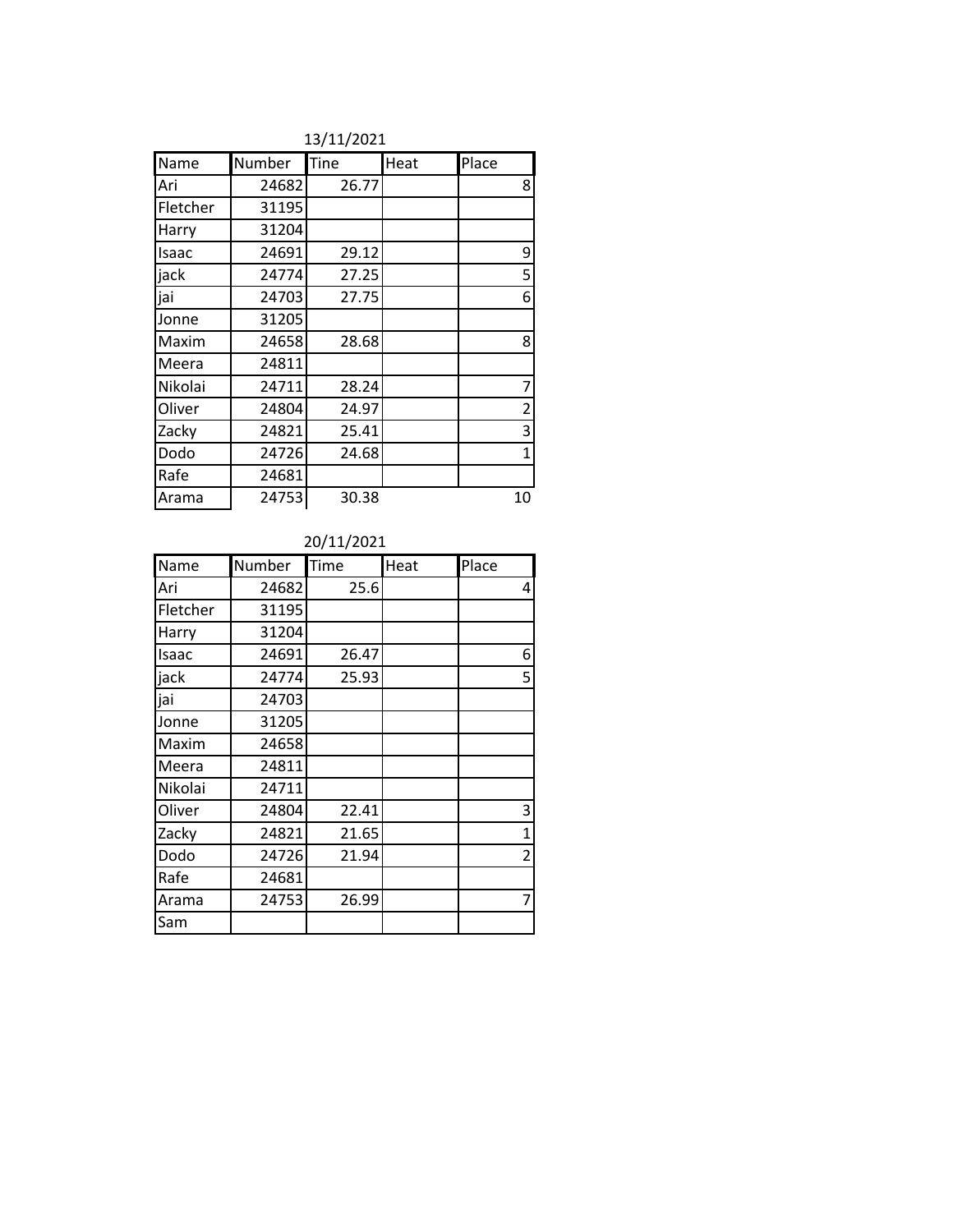13/11/2021

| Name | Number | Tine | Heat | Place |
|---|---|---|---|---|
| Ari | 24682 | 26.77 | | 8 |
| Fletcher | 31195 | | | |
| Harry | 31204 | | | |
| Isaac | 24691 | 29.12 | | 9 |
| jack | 24774 | 27.25 | | 5 |
| jai | 24703 | 27.75 | | 6 |
| Jonne | 31205 | | | |
| Maxim | 24658 | 28.68 | | 8 |
| Meera | 24811 | | | |
| Nikolai | 24711 | 28.24 | | 7 |
| Oliver | 24804 | 24.97 | | 2 |
| Zacky | 24821 | 25.41 | | 3 |
| Dodo | 24726 | 24.68 | | 1 |
| Rafe | 24681 | | | |
| Arama | 24753 | 30.38 | | 10 |

20/11/2021

| Name | Number | Time | Heat | Place |
|---|---|---|---|---|
| Ari | 24682 | 25.6 | | 4 |
| Fletcher | 31195 | | | |
| Harry | 31204 | | | |
| Isaac | 24691 | 26.47 | | 6 |
| jack | 24774 | 25.93 | | 5 |
| jai | 24703 | | | |
| Jonne | 31205 | | | |
| Maxim | 24658 | | | |
| Meera | 24811 | | | |
| Nikolai | 24711 | | | |
| Oliver | 24804 | 22.41 | | 3 |
| Zacky | 24821 | 21.65 | | 1 |
| Dodo | 24726 | 21.94 | | 2 |
| Rafe | 24681 | | | |
| Arama | 24753 | 26.99 | | 7 |
| Sam | | | | |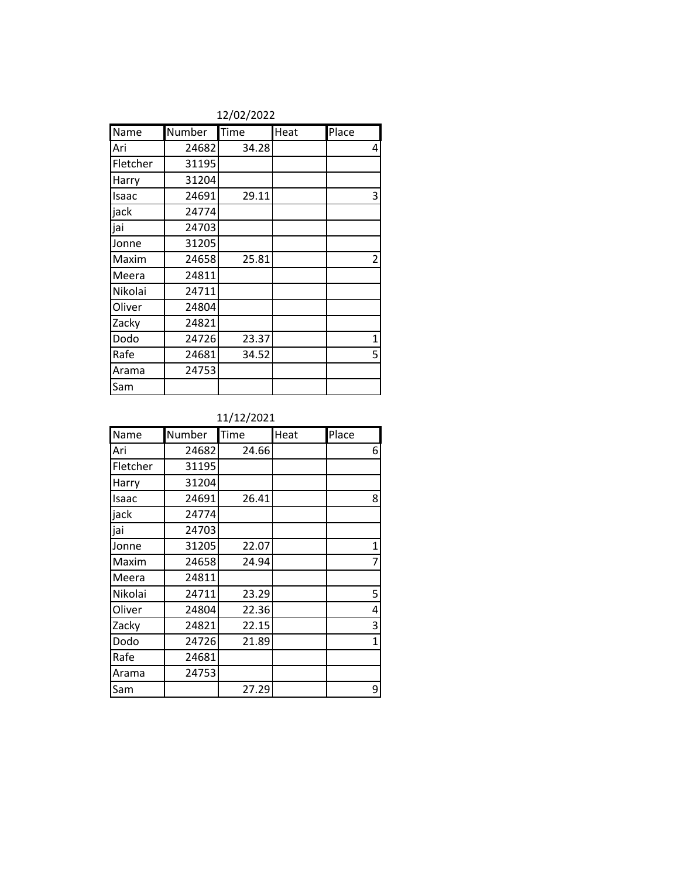12/02/2022

| Name | Number | Time | Heat | Place |
| --- | --- | --- | --- | --- |
| Ari | 24682 | 34.28 | | 4 |
| Fletcher | 31195 | | | |
| Harry | 31204 | | | |
| Isaac | 24691 | 29.11 | | 3 |
| jack | 24774 | | | |
| jai | 24703 | | | |
| Jonne | 31205 | | | |
| Maxim | 24658 | 25.81 | | 2 |
| Meera | 24811 | | | |
| Nikolai | 24711 | | | |
| Oliver | 24804 | | | |
| Zacky | 24821 | | | |
| Dodo | 24726 | 23.37 | | 1 |
| Rafe | 24681 | 34.52 | | 5 |
| Arama | 24753 | | | |
| Sam | | | | |

11/12/2021

| Name | Number | Time | Heat | Place |
| --- | --- | --- | --- | --- |
| Ari | 24682 | 24.66 | | 6 |
| Fletcher | 31195 | | | |
| Harry | 31204 | | | |
| Isaac | 24691 | 26.41 | | 8 |
| jack | 24774 | | | |
| jai | 24703 | | | |
| Jonne | 31205 | 22.07 | | 1 |
| Maxim | 24658 | 24.94 | | 7 |
| Meera | 24811 | | | |
| Nikolai | 24711 | 23.29 | | 5 |
| Oliver | 24804 | 22.36 | | 4 |
| Zacky | 24821 | 22.15 | | 3 |
| Dodo | 24726 | 21.89 | | 1 |
| Rafe | 24681 | | | |
| Arama | 24753 | | | |
| Sam | | 27.29 | | 9 |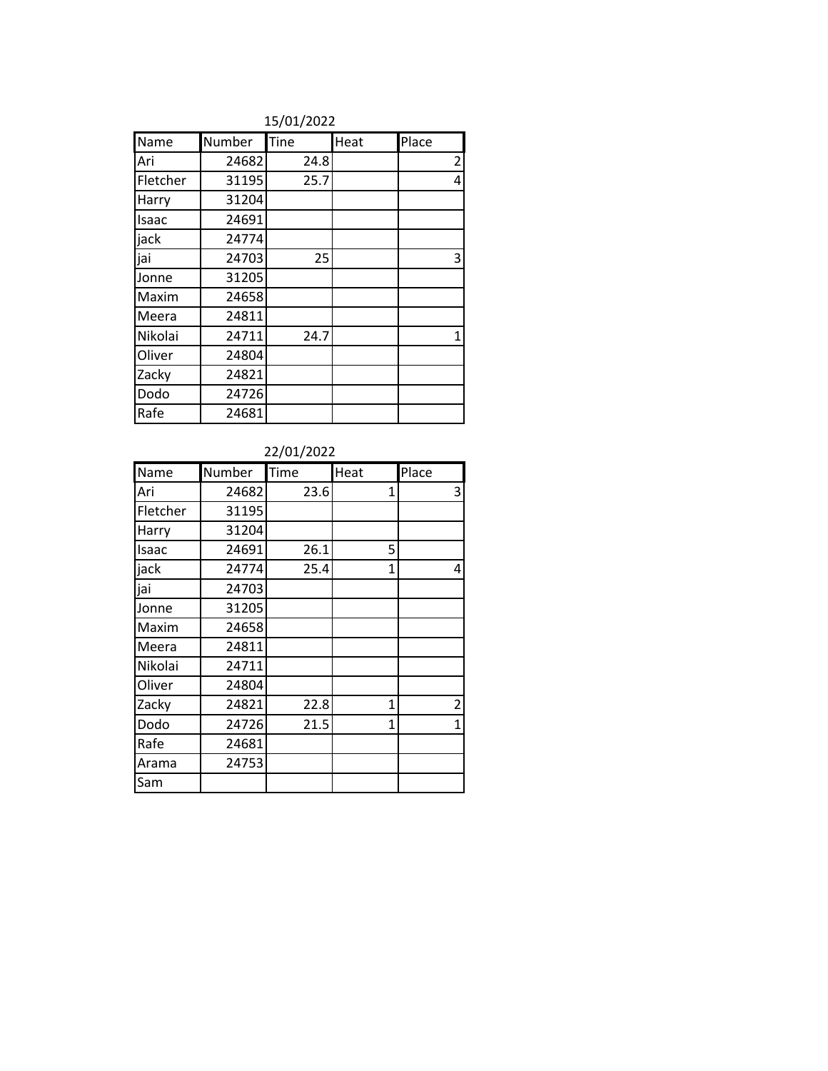15/01/2022

| Name | Number | Tine | Heat | Place |
| --- | --- | --- | --- | --- |
| Ari | 24682 | 24.8 | | 2 |
| Fletcher | 31195 | 25.7 | | 4 |
| Harry | 31204 | | | |
| Isaac | 24691 | | | |
| jack | 24774 | | | |
| jai | 24703 | 25 | | 3 |
| Jonne | 31205 | | | |
| Maxim | 24658 | | | |
| Meera | 24811 | | | |
| Nikolai | 24711 | 24.7 | | 1 |
| Oliver | 24804 | | | |
| Zacky | 24821 | | | |
| Dodo | 24726 | | | |
| Rafe | 24681 | | | |

22/01/2022

| Name | Number | Time | Heat | Place |
| --- | --- | --- | --- | --- |
| Ari | 24682 | 23.6 | 1 | 3 |
| Fletcher | 31195 | | | |
| Harry | 31204 | | | |
| Isaac | 24691 | 26.1 | 5 | |
| jack | 24774 | 25.4 | 1 | 4 |
| jai | 24703 | | | |
| Jonne | 31205 | | | |
| Maxim | 24658 | | | |
| Meera | 24811 | | | |
| Nikolai | 24711 | | | |
| Oliver | 24804 | | | |
| Zacky | 24821 | 22.8 | 1 | 2 |
| Dodo | 24726 | 21.5 | 1 | 1 |
| Rafe | 24681 | | | |
| Arama | 24753 | | | |
| Sam | | | | |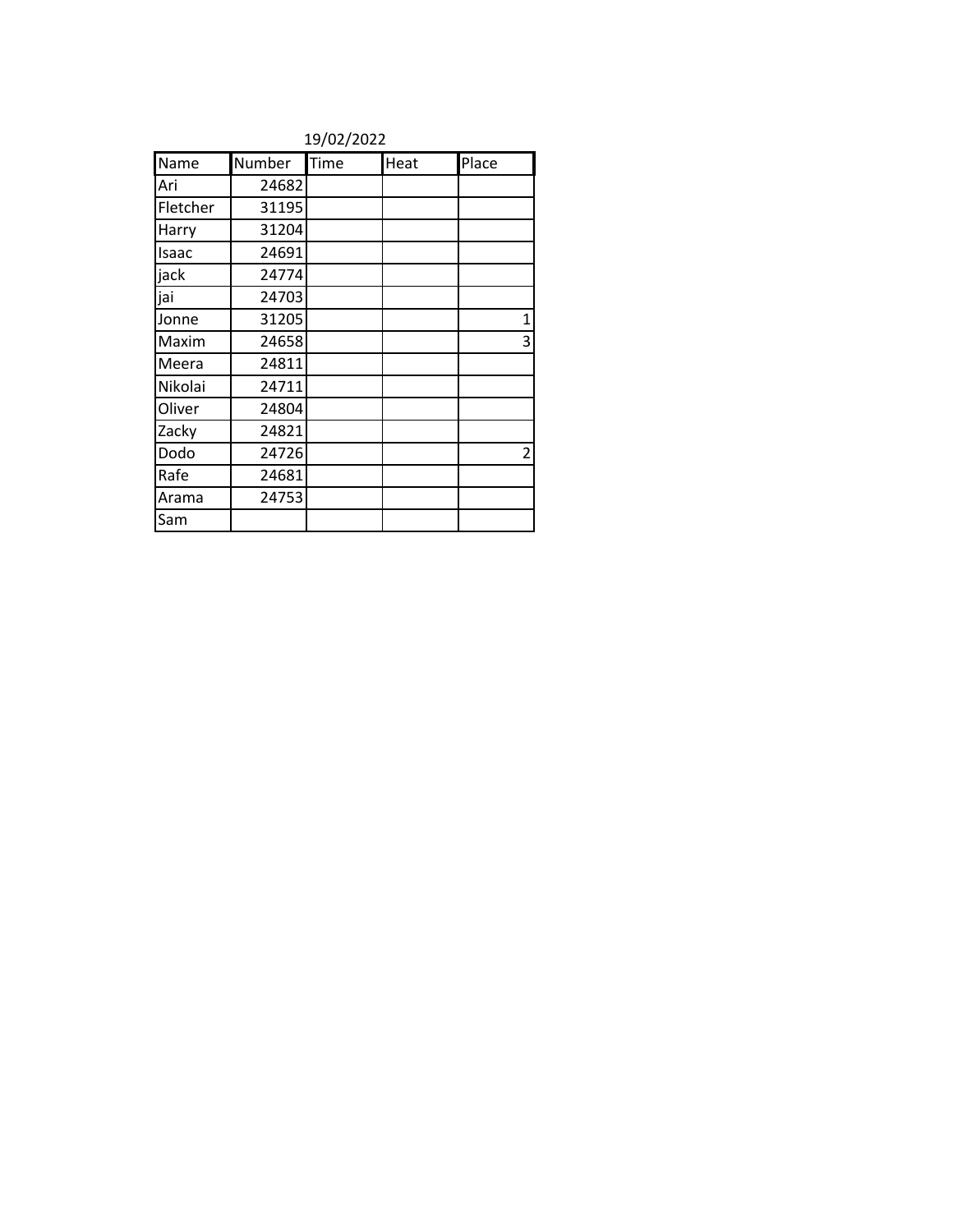19/02/2022

| Name | Number | Time | Heat | Place |
| --- | --- | --- | --- | --- |
| Ari | 24682 | | | |
| Fletcher | 31195 | | | |
| Harry | 31204 | | | |
| Isaac | 24691 | | | |
| jack | 24774 | | | |
| jai | 24703 | | | |
| Jonne | 31205 | | | 1 |
| Maxim | 24658 | | | 3 |
| Meera | 24811 | | | |
| Nikolai | 24711 | | | |
| Oliver | 24804 | | | |
| Zacky | 24821 | | | |
| Dodo | 24726 | | | 2 |
| Rafe | 24681 | | | |
| Arama | 24753 | | | |
| Sam | | | | |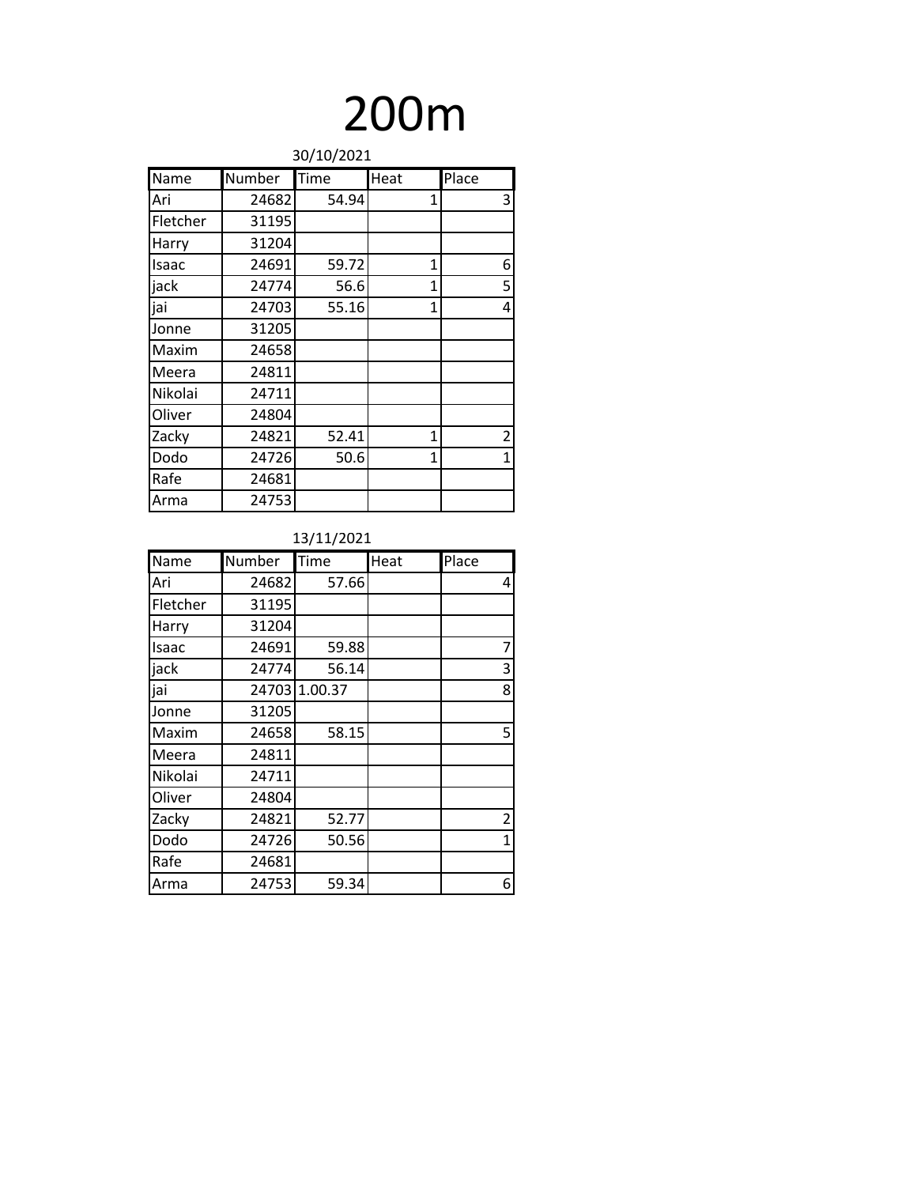# 200m

30/10/2021

| Name | Number | Time | Heat | Place |
|---|---|---|---|---|
| Ari | 24682 | 54.94 | 1 | 3 |
| Fletcher | 31195 | | | |
| Harry | 31204 | | | |
| Isaac | 24691 | 59.72 | 1 | 6 |
| jack | 24774 | 56.6 | 1 | 5 |
| jai | 24703 | 55.16 | 1 | 4 |
| Jonne | 31205 | | | |
| Maxim | 24658 | | | |
| Meera | 24811 | | | |
| Nikolai | 24711 | | | |
| Oliver | 24804 | | | |
| Zacky | 24821 | 52.41 | 1 | 2 |
| Dodo | 24726 | 50.6 | 1 | 1 |
| Rafe | 24681 | | | |
| Arma | 24753 | | | |

13/11/2021

| Name | Number | Time | Heat | Place |
|---|---|---|---|---|
| Ari | 24682 | 57.66 | | 4 |
| Fletcher | 31195 | | | |
| Harry | 31204 | | | |
| Isaac | 24691 | 59.88 | | 7 |
| jack | 24774 | 56.14 | | 3 |
| jai | 24703 | 1.00.37 | | 8 |
| Jonne | 31205 | | | |
| Maxim | 24658 | 58.15 | | 5 |
| Meera | 24811 | | | |
| Nikolai | 24711 | | | |
| Oliver | 24804 | | | |
| Zacky | 24821 | 52.77 | | 2 |
| Dodo | 24726 | 50.56 | | 1 |
| Rafe | 24681 | | | |
| Arma | 24753 | 59.34 | | 6 |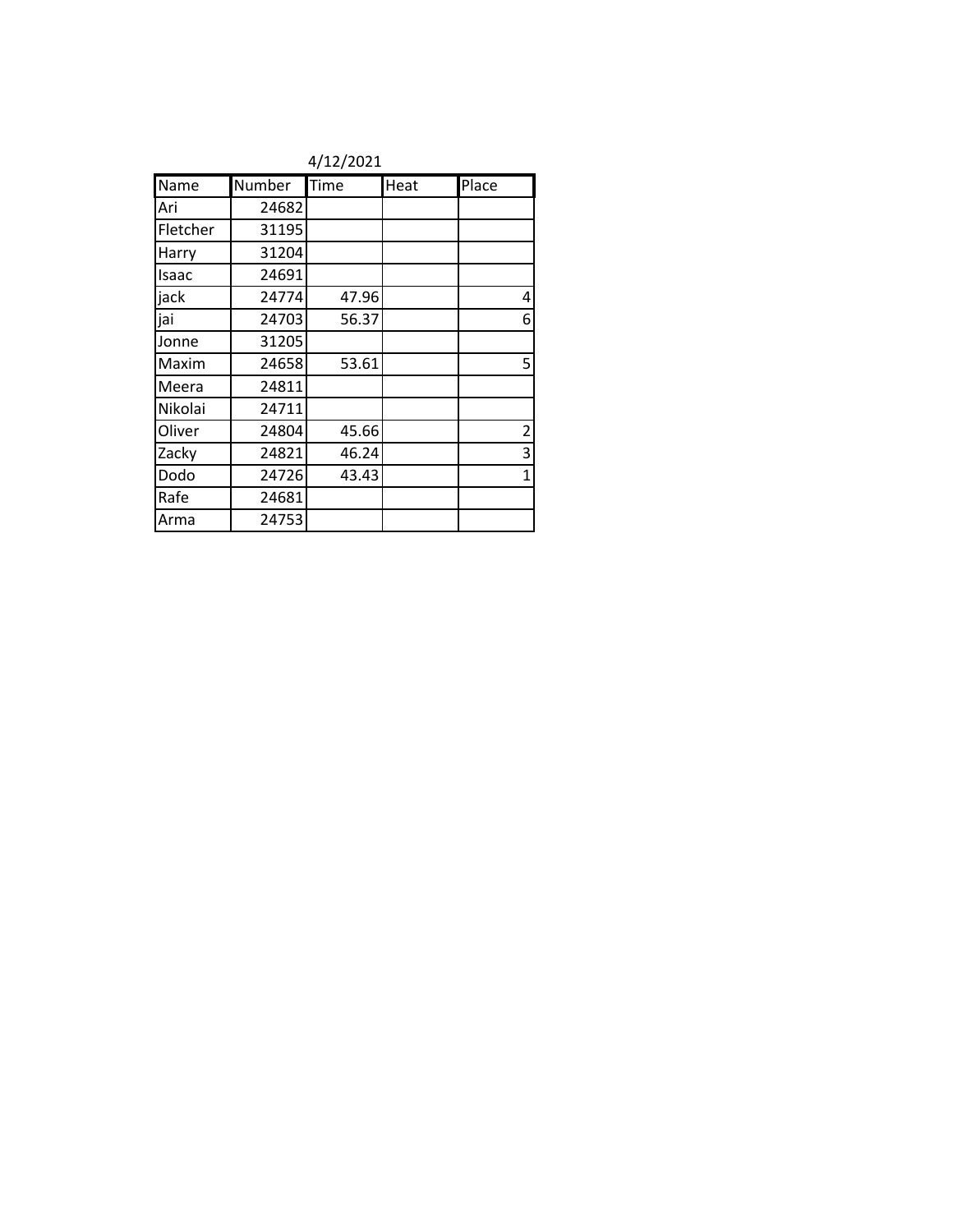4/12/2021

| Name | Number | Time | Heat | Place |
|---|---|---|---|---|
| Ari | 24682 | | | |
| Fletcher | 31195 | | | |
| Harry | 31204 | | | |
| Isaac | 24691 | | | |
| jack | 24774 | 47.96 | | 4 |
| jai | 24703 | 56.37 | | 6 |
| Jonne | 31205 | | | |
| Maxim | 24658 | 53.61 | | 5 |
| Meera | 24811 | | | |
| Nikolai | 24711 | | | |
| Oliver | 24804 | 45.66 | | 2 |
| Zacky | 24821 | 46.24 | | 3 |
| Dodo | 24726 | 43.43 | | 1 |
| Rafe | 24681 | | | |
| Arma | 24753 | | | |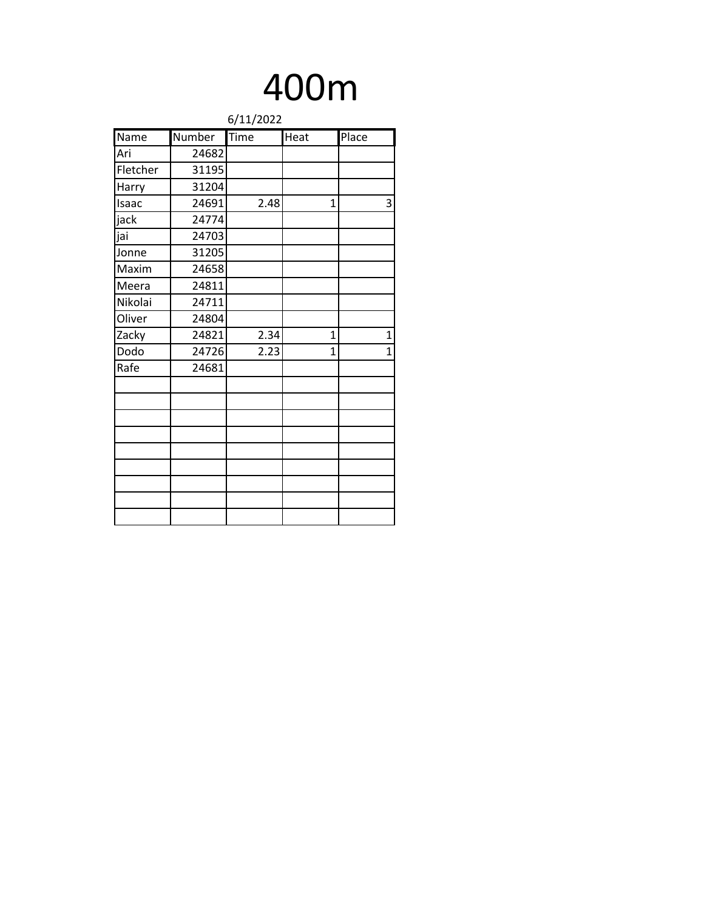# 400m

6/11/2022

| Name | Number | Time | Heat | Place |
|---|---|---|---|---|
| Ari | 24682 | | | |
| Fletcher | 31195 | | | |
| Harry | 31204 | | | |
| Isaac | 24691 | 2.48 | 1 | 3 |
| jack | 24774 | | | |
| jai | 24703 | | | |
| Jonne | 31205 | | | |
| Maxim | 24658 | | | |
| Meera | 24811 | | | |
| Nikolai | 24711 | | | |
| Oliver | 24804 | | | |
| Zacky | 24821 | 2.34 | 1 | 1 |
| Dodo | 24726 | 2.23 | 1 | 1 |
| Rafe | 24681 | | | |
| | | | | |
| | | | | |
| | | | | |
| | | | | |
| | | | | |
| | | | | |
| | | | | |
| | | | | |
| | | | | |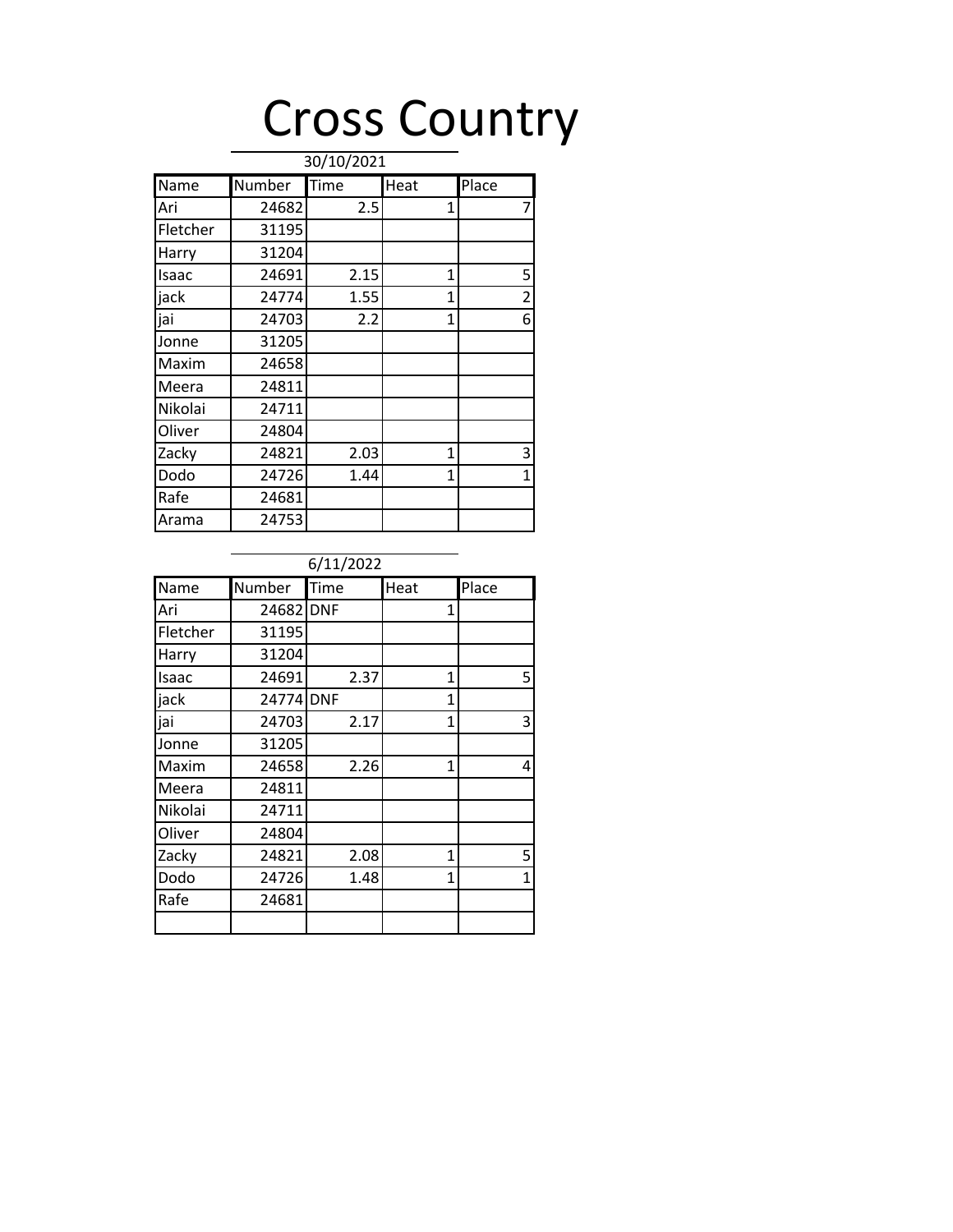# Cross Country

30/10/2021

| Name | Number | Time | Heat | Place |
|---|---|---|---|---|
| Ari | 24682 | 2.5 | 1 | 7 |
| Fletcher | 31195 | | | |
| Harry | 31204 | | | |
| Isaac | 24691 | 2.15 | 1 | 5 |
| jack | 24774 | 1.55 | 1 | 2 |
| jai | 24703 | 2.2 | 1 | 6 |
| Jonne | 31205 | | | |
| Maxim | 24658 | | | |
| Meera | 24811 | | | |
| Nikolai | 24711 | | | |
| Oliver | 24804 | | | |
| Zacky | 24821 | 2.03 | 1 | 3 |
| Dodo | 24726 | 1.44 | 1 | 1 |
| Rafe | 24681 | | | |
| Arama | 24753 | | | |

6/11/2022

| Name | Number | Time | Heat | Place |
|---|---|---|---|---|
| Ari | 24682 | DNF | 1 | |
| Fletcher | 31195 | | | |
| Harry | 31204 | | | |
| Isaac | 24691 | 2.37 | 1 | 5 |
| jack | 24774 | DNF | 1 | |
| jai | 24703 | 2.17 | 1 | 3 |
| Jonne | 31205 | | | |
| Maxim | 24658 | 2.26 | 1 | 4 |
| Meera | 24811 | | | |
| Nikolai | 24711 | | | |
| Oliver | 24804 | | | |
| Zacky | 24821 | 2.08 | 1 | 5 |
| Dodo | 24726 | 1.48 | 1 | 1 |
| Rafe | 24681 | | | |
| | | | | |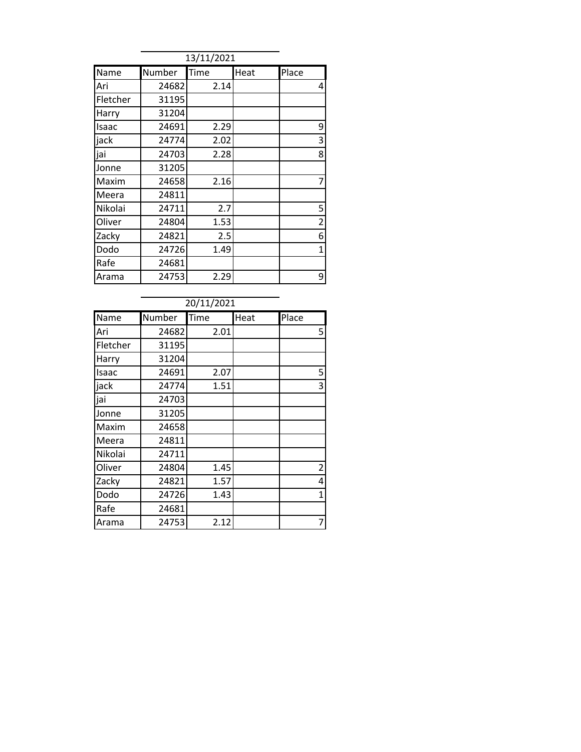13/11/2021

| Name | Number | Time | Heat | Place |
| --- | --- | --- | --- | --- |
| Ari | 24682 | 2.14 | | 4 |
| Fletcher | 31195 | | | |
| Harry | 31204 | | | |
| Isaac | 24691 | 2.29 | | 9 |
| jack | 24774 | 2.02 | | 3 |
| jai | 24703 | 2.28 | | 8 |
| Jonne | 31205 | | | |
| Maxim | 24658 | 2.16 | | 7 |
| Meera | 24811 | | | |
| Nikolai | 24711 | 2.7 | | 5 |
| Oliver | 24804 | 1.53 | | 2 |
| Zacky | 24821 | 2.5 | | 6 |
| Dodo | 24726 | 1.49 | | 1 |
| Rafe | 24681 | | | |
| Arama | 24753 | 2.29 | | 9 |

20/11/2021

| Name | Number | Time | Heat | Place |
| --- | --- | --- | --- | --- |
| Ari | 24682 | 2.01 | | 5 |
| Fletcher | 31195 | | | |
| Harry | 31204 | | | |
| Isaac | 24691 | 2.07 | | 5 |
| jack | 24774 | 1.51 | | 3 |
| jai | 24703 | | | |
| Jonne | 31205 | | | |
| Maxim | 24658 | | | |
| Meera | 24811 | | | |
| Nikolai | 24711 | | | |
| Oliver | 24804 | 1.45 | | 2 |
| Zacky | 24821 | 1.57 | | 4 |
| Dodo | 24726 | 1.43 | | 1 |
| Rafe | 24681 | | | |
| Arama | 24753 | 2.12 | | 7 |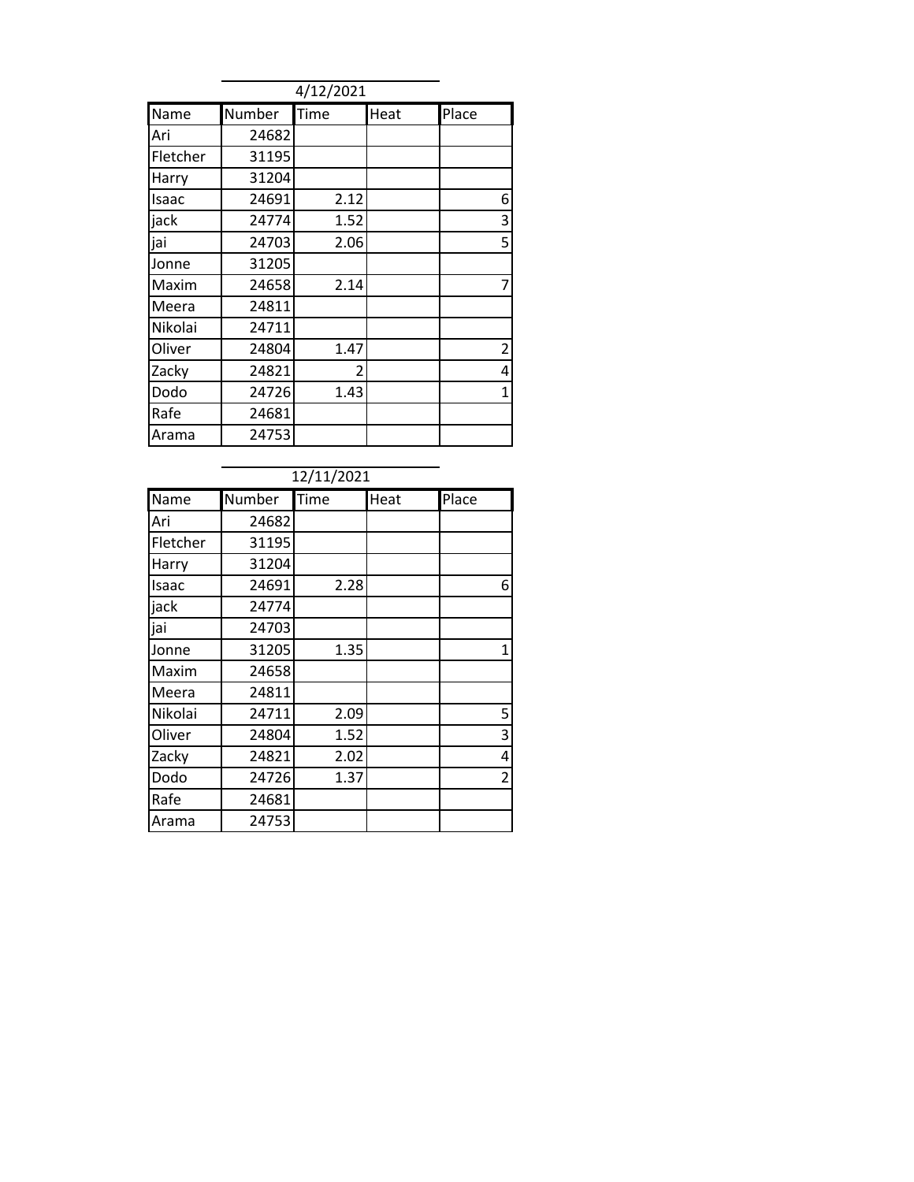4/12/2021

| Name | Number | Time | Heat | Place |
| --- | --- | --- | --- | --- |
| Ari | 24682 | | | |
| Fletcher | 31195 | | | |
| Harry | 31204 | | | |
| Isaac | 24691 | 2.12 | | 6 |
| jack | 24774 | 1.52 | | 3 |
| jai | 24703 | 2.06 | | 5 |
| Jonne | 31205 | | | |
| Maxim | 24658 | 2.14 | | 7 |
| Meera | 24811 | | | |
| Nikolai | 24711 | | | |
| Oliver | 24804 | 1.47 | | 2 |
| Zacky | 24821 | 2 | | 4 |
| Dodo | 24726 | 1.43 | | 1 |
| Rafe | 24681 | | | |
| Arama | 24753 | | | |

12/11/2021

| Name | Number | Time | Heat | Place |
| --- | --- | --- | --- | --- |
| Ari | 24682 | | | |
| Fletcher | 31195 | | | |
| Harry | 31204 | | | |
| Isaac | 24691 | 2.28 | | 6 |
| jack | 24774 | | | |
| jai | 24703 | | | |
| Jonne | 31205 | 1.35 | | 1 |
| Maxim | 24658 | | | |
| Meera | 24811 | | | |
| Nikolai | 24711 | 2.09 | | 5 |
| Oliver | 24804 | 1.52 | | 3 |
| Zacky | 24821 | 2.02 | | 4 |
| Dodo | 24726 | 1.37 | | 2 |
| Rafe | 24681 | | | |
| Arama | 24753 | | | |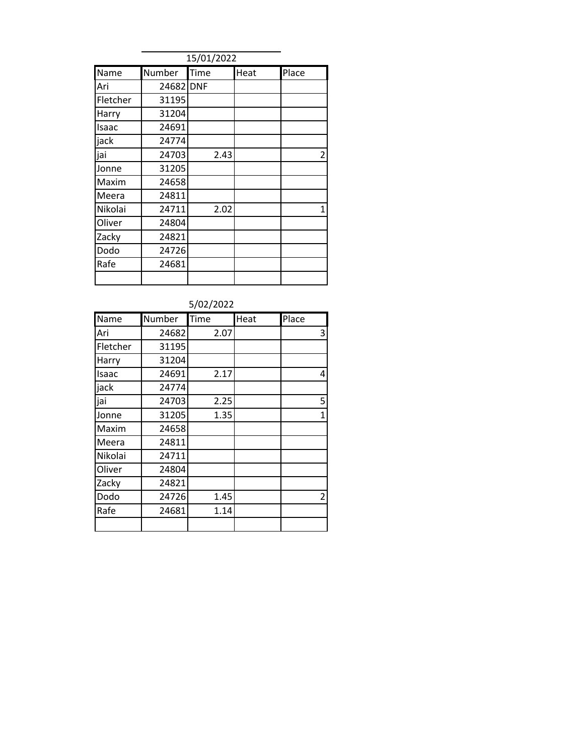15/01/2022

| Name | Number | Time | Heat | Place |
|---|---|---|---|---|
| Ari | 24682 | DNF | | |
| Fletcher | 31195 | | | |
| Harry | 31204 | | | |
| Isaac | 24691 | | | |
| jack | 24774 | | | |
| jai | 24703 | 2.43 | | 2 |
| Jonne | 31205 | | | |
| Maxim | 24658 | | | |
| Meera | 24811 | | | |
| Nikolai | 24711 | 2.02 | | 1 |
| Oliver | 24804 | | | |
| Zacky | 24821 | | | |
| Dodo | 24726 | | | |
| Rafe | 24681 | | | |
| | | | | |

5/02/2022

| Name | Number | Time | Heat | Place |
|---|---|---|---|---|
| Ari | 24682 | 2.07 | | 3 |
| Fletcher | 31195 | | | |
| Harry | 31204 | | | |
| Isaac | 24691 | 2.17 | | 4 |
| jack | 24774 | | | |
| jai | 24703 | 2.25 | | 5 |
| Jonne | 31205 | 1.35 | | 1 |
| Maxim | 24658 | | | |
| Meera | 24811 | | | |
| Nikolai | 24711 | | | |
| Oliver | 24804 | | | |
| Zacky | 24821 | | | |
| Dodo | 24726 | 1.45 | | 2 |
| Rafe | 24681 | 1.14 | | |
| | | | | |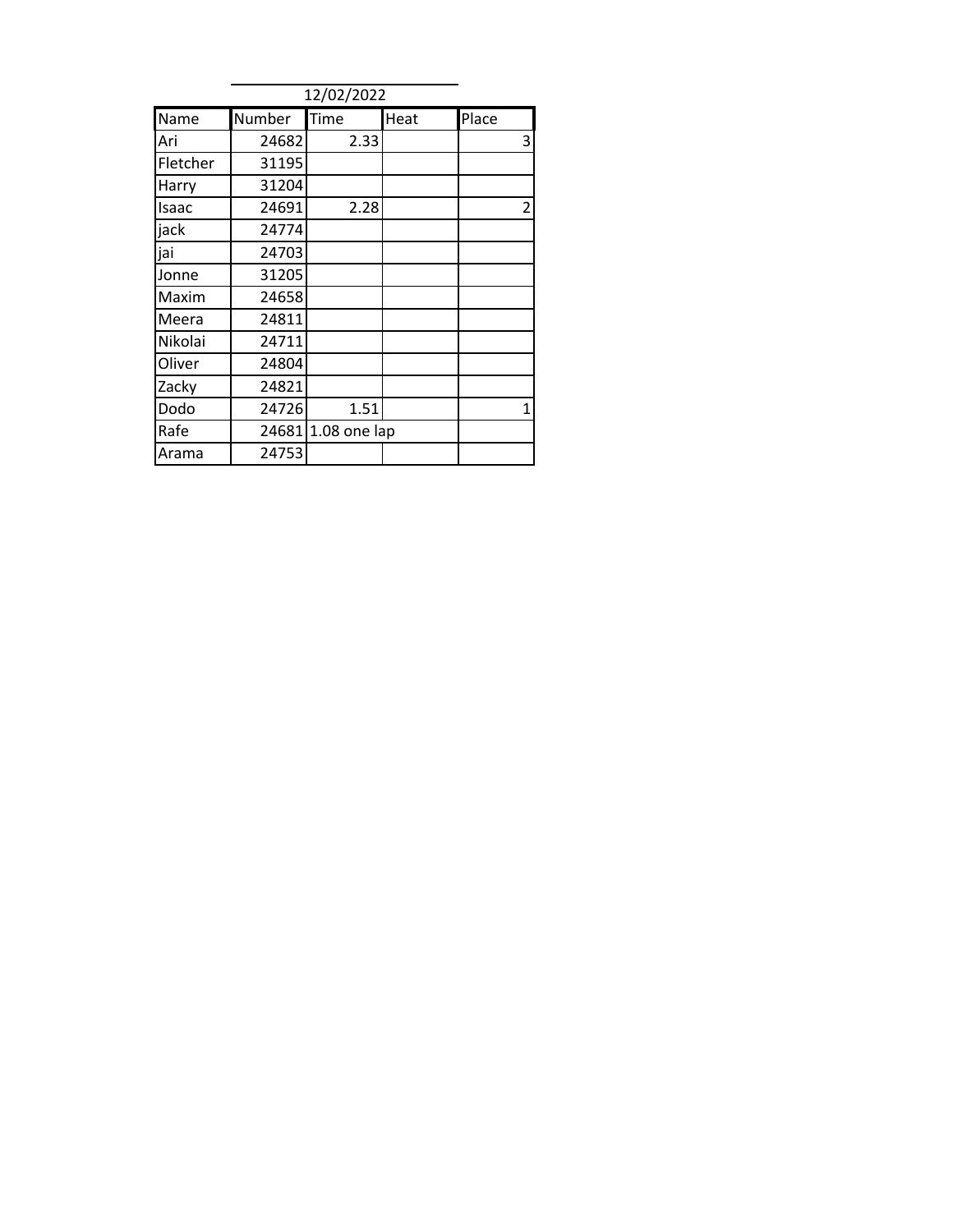12/02/2022

| Name | Number | Time | Heat | Place |
|---|---|---|---|---|
| Ari | 24682 | 2.33 | | 3 |
| Fletcher | 31195 | | | |
| Harry | 31204 | | | |
| Isaac | 24691 | 2.28 | | 2 |
| jack | 24774 | | | |
| jai | 24703 | | | |
| Jonne | 31205 | | | |
| Maxim | 24658 | | | |
| Meera | 24811 | | | |
| Nikolai | 24711 | | | |
| Oliver | 24804 | | | |
| Zacky | 24821 | | | |
| Dodo | 24726 | 1.51 | | 1 |
| Rafe | 24681 | 1.08 one lap | | |
| Arama | 24753 | | | |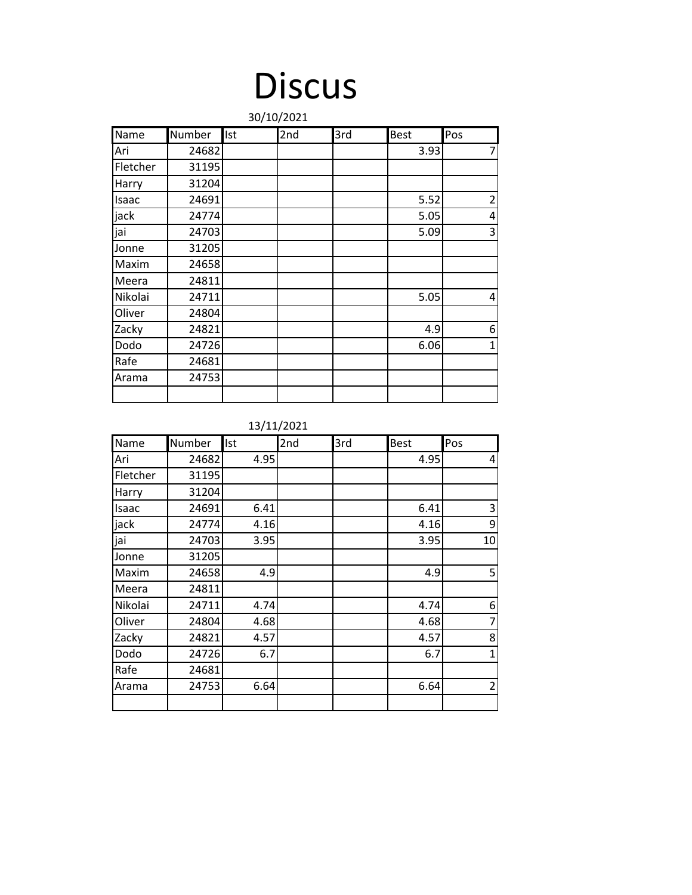# Discus

30/10/2021

| Name | Number | Ist | 2nd | 3rd | Best | Pos |
|---|---|---|---|---|---|---|
| Ari | 24682 | | | | 3.93 | 7 |
| Fletcher | 31195 | | | | | |
| Harry | 31204 | | | | | |
| Isaac | 24691 | | | | 5.52 | 2 |
| jack | 24774 | | | | 5.05 | 4 |
| jai | 24703 | | | | 5.09 | 3 |
| Jonne | 31205 | | | | | |
| Maxim | 24658 | | | | | |
| Meera | 24811 | | | | | |
| Nikolai | 24711 | | | | 5.05 | 4 |
| Oliver | 24804 | | | | | |
| Zacky | 24821 | | | | 4.9 | 6 |
| Dodo | 24726 | | | | 6.06 | 1 |
| Rafe | 24681 | | | | | |
| Arama | 24753 | | | | | |
| | | | | | | |

13/11/2021

| Name | Number | Ist | 2nd | 3rd | Best | Pos |
|---|---|---|---|---|---|---|
| Ari | 24682 | 4.95 | | | 4.95 | 4 |
| Fletcher | 31195 | | | | | |
| Harry | 31204 | | | | | |
| Isaac | 24691 | 6.41 | | | 6.41 | 3 |
| jack | 24774 | 4.16 | | | 4.16 | 9 |
| jai | 24703 | 3.95 | | | 3.95 | 10 |
| Jonne | 31205 | | | | | |
| Maxim | 24658 | 4.9 | | | 4.9 | 5 |
| Meera | 24811 | | | | | |
| Nikolai | 24711 | 4.74 | | | 4.74 | 6 |
| Oliver | 24804 | 4.68 | | | 4.68 | 7 |
| Zacky | 24821 | 4.57 | | | 4.57 | 8 |
| Dodo | 24726 | 6.7 | | | 6.7 | 1 |
| Rafe | 24681 | | | | | |
| Arama | 24753 | 6.64 | | | 6.64 | 2 |
| | | | | | | |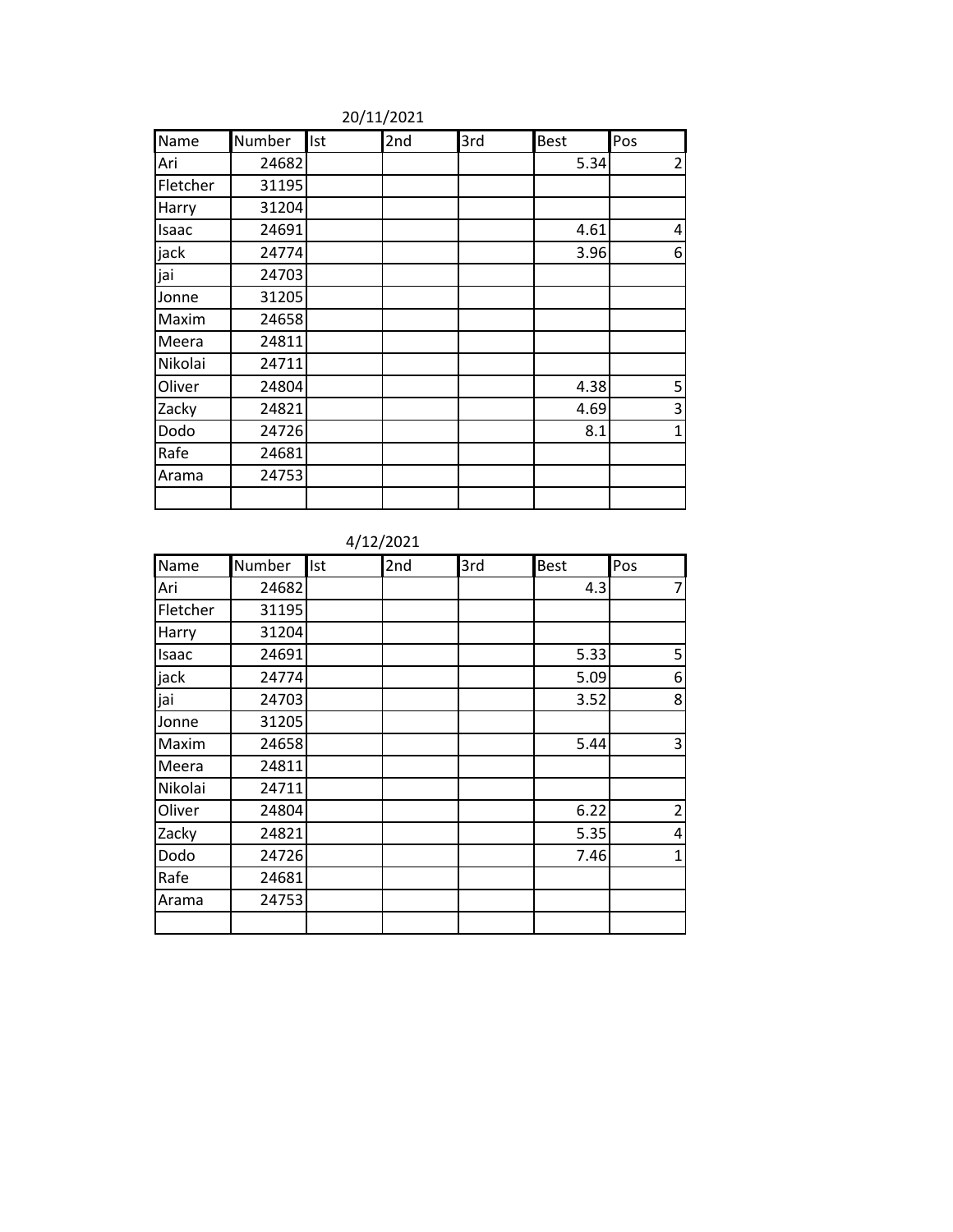20/11/2021

| Name | Number | Ist | 2nd | 3rd | Best | Pos |
|---|---|---|---|---|---|---|
| Ari | 24682 | | | | 5.34 | 2 |
| Fletcher | 31195 | | | | | |
| Harry | 31204 | | | | | |
| Isaac | 24691 | | | | 4.61 | 4 |
| jack | 24774 | | | | 3.96 | 6 |
| jai | 24703 | | | | | |
| Jonne | 31205 | | | | | |
| Maxim | 24658 | | | | | |
| Meera | 24811 | | | | | |
| Nikolai | 24711 | | | | | |
| Oliver | 24804 | | | | 4.38 | 5 |
| Zacky | 24821 | | | | 4.69 | 3 |
| Dodo | 24726 | | | | 8.1 | 1 |
| Rafe | 24681 | | | | | |
| Arama | 24753 | | | | | |
| | | | | | | |

4/12/2021

| Name | Number | Ist | 2nd | 3rd | Best | Pos |
|---|---|---|---|---|---|---|
| Ari | 24682 | | | | 4.3 | 7 |
| Fletcher | 31195 | | | | | |
| Harry | 31204 | | | | | |
| Isaac | 24691 | | | | 5.33 | 5 |
| jack | 24774 | | | | 5.09 | 6 |
| jai | 24703 | | | | 3.52 | 8 |
| Jonne | 31205 | | | | | |
| Maxim | 24658 | | | | 5.44 | 3 |
| Meera | 24811 | | | | | |
| Nikolai | 24711 | | | | | |
| Oliver | 24804 | | | | 6.22 | 2 |
| Zacky | 24821 | | | | 5.35 | 4 |
| Dodo | 24726 | | | | 7.46 | 1 |
| Rafe | 24681 | | | | | |
| Arama | 24753 | | | | | |
| | | | | | | |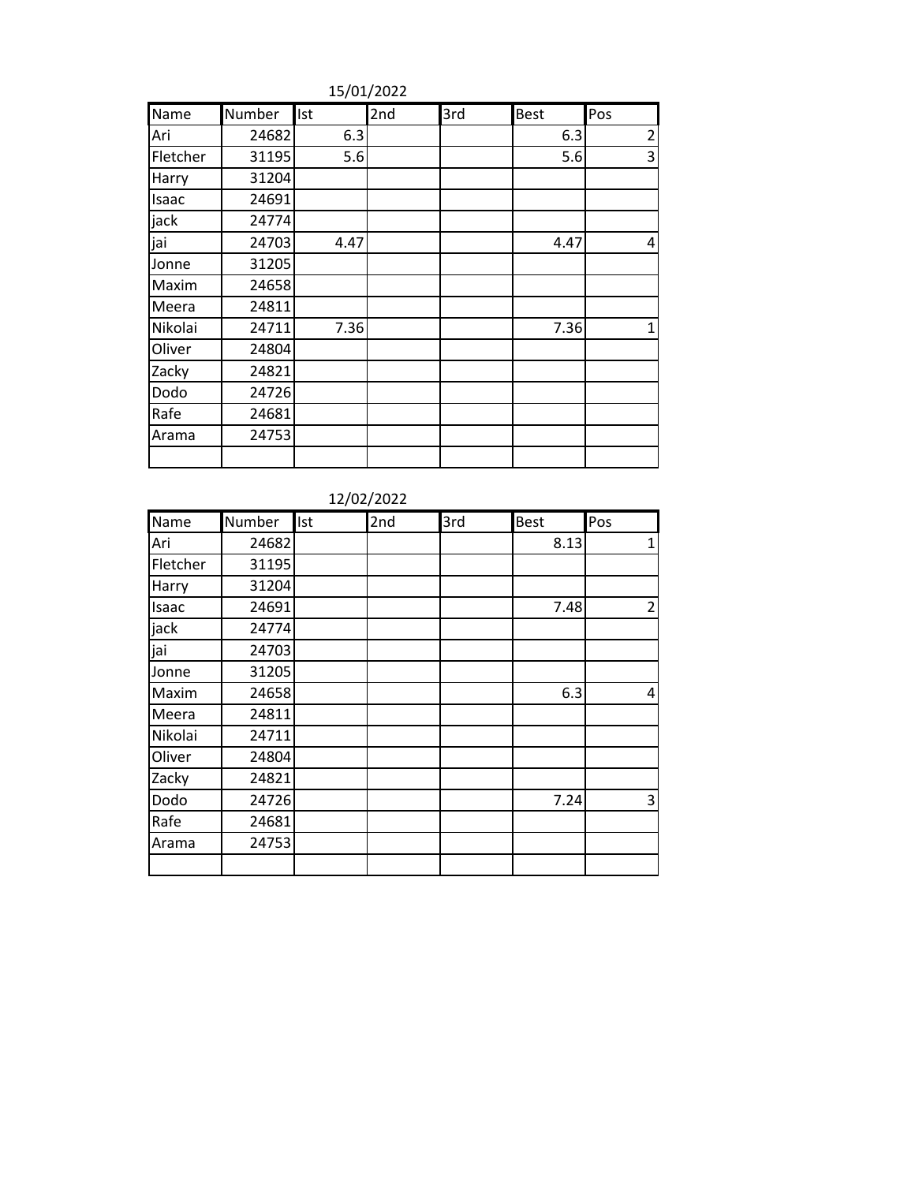15/01/2022

| Name | Number | Ist | 2nd | 3rd | Best | Pos |
|---|---|---|---|---|---|---|
| Ari | 24682 | 6.3 | | | 6.3 | 2 |
| Fletcher | 31195 | 5.6 | | | 5.6 | 3 |
| Harry | 31204 | | | | | |
| Isaac | 24691 | | | | | |
| jack | 24774 | | | | | |
| jai | 24703 | 4.47 | | | 4.47 | 4 |
| Jonne | 31205 | | | | | |
| Maxim | 24658 | | | | | |
| Meera | 24811 | | | | | |
| Nikolai | 24711 | 7.36 | | | 7.36 | 1 |
| Oliver | 24804 | | | | | |
| Zacky | 24821 | | | | | |
| Dodo | 24726 | | | | | |
| Rafe | 24681 | | | | | |
| Arama | 24753 | | | | | |
| | | | | | | |

12/02/2022

| Name | Number | Ist | 2nd | 3rd | Best | Pos |
|---|---|---|---|---|---|---|
| Ari | 24682 | | | | 8.13 | 1 |
| Fletcher | 31195 | | | | | |
| Harry | 31204 | | | | | |
| Isaac | 24691 | | | | 7.48 | 2 |
| jack | 24774 | | | | | |
| jai | 24703 | | | | | |
| Jonne | 31205 | | | | | |
| Maxim | 24658 | | | | 6.3 | 4 |
| Meera | 24811 | | | | | |
| Nikolai | 24711 | | | | | |
| Oliver | 24804 | | | | | |
| Zacky | 24821 | | | | | |
| Dodo | 24726 | | | | 7.24 | 3 |
| Rafe | 24681 | | | | | |
| Arama | 24753 | | | | | |
| | | | | | | |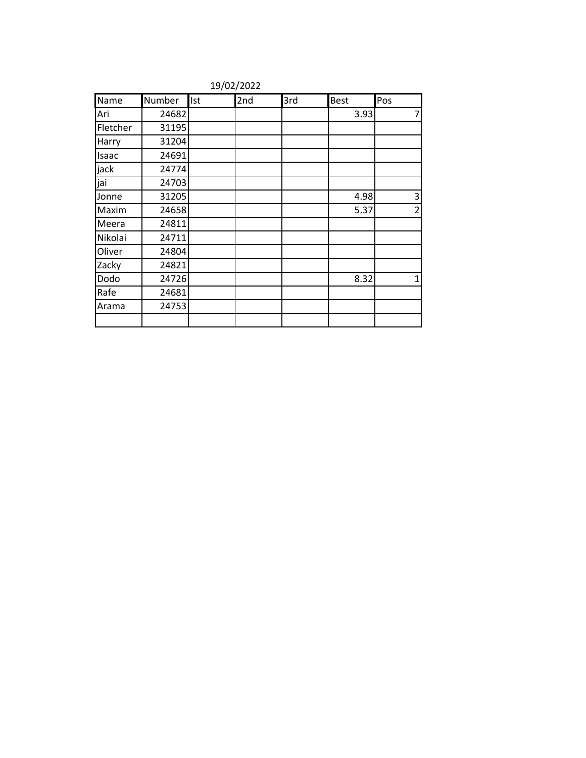19/02/2022

| Name | Number | Ist | 2nd | 3rd | Best | Pos |
|---|---|---|---|---|---|---|
| Ari | 24682 | | | | 3.93 | 7 |
| Fletcher | 31195 | | | | | |
| Harry | 31204 | | | | | |
| Isaac | 24691 | | | | | |
| jack | 24774 | | | | | |
| jai | 24703 | | | | | |
| Jonne | 31205 | | | | 4.98 | 3 |
| Maxim | 24658 | | | | 5.37 | 2 |
| Meera | 24811 | | | | | |
| Nikolai | 24711 | | | | | |
| Oliver | 24804 | | | | | |
| Zacky | 24821 | | | | | |
| Dodo | 24726 | | | | 8.32 | 1 |
| Rafe | 24681 | | | | | |
| Arama | 24753 | | | | | |
| | | | | | | |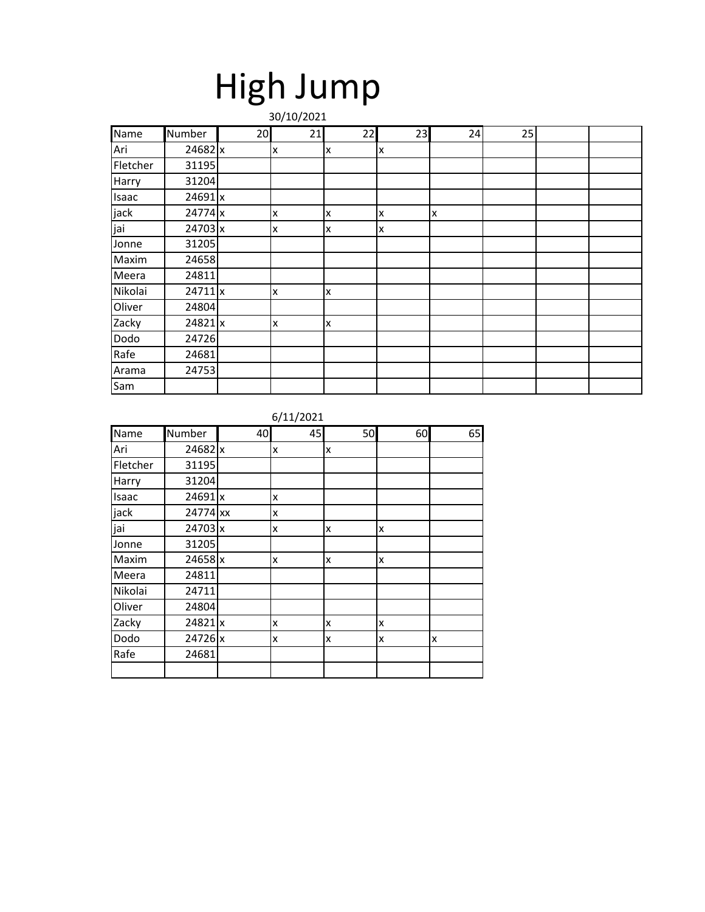# High Jump

30/10/2021

| Name | Number | 20 | 21 | 22 | 23 | 24 | 25 | | |
|---|---|---|---|---|---|---|---|---|---|
| Ari | 24682 | x | x | x | x | | | | |
| Fletcher | 31195 | | | | | | | | |
| Harry | 31204 | | | | | | | | |
| Isaac | 24691 | x | | | | | | | |
| jack | 24774 | x | x | x | x | x | | | |
| jai | 24703 | x | x | x | x | | | | |
| Jonne | 31205 | | | | | | | | |
| Maxim | 24658 | | | | | | | | |
| Meera | 24811 | | | | | | | | |
| Nikolai | 24711 | x | x | x | | | | | |
| Oliver | 24804 | | | | | | | | |
| Zacky | 24821 | x | x | x | | | | | |
| Dodo | 24726 | | | | | | | | |
| Rafe | 24681 | | | | | | | | |
| Arama | 24753 | | | | | | | | |
| Sam | | | | | | | | | |

6/11/2021

| Name | Number | 40 | 45 | 50 | 60 | 65 |
|---|---|---|---|---|---|---|
| Ari | 24682 | x | x | x | | |
| Fletcher | 31195 | | | | | |
| Harry | 31204 | | | | | |
| Isaac | 24691 | x | x | | | |
| jack | 24774 | xx | x | | | |
| jai | 24703 | x | x | x | x | |
| Jonne | 31205 | | | | | |
| Maxim | 24658 | x | x | x | x | |
| Meera | 24811 | | | | | |
| Nikolai | 24711 | | | | | |
| Oliver | 24804 | | | | | |
| Zacky | 24821 | x | x | x | x | |
| Dodo | 24726 | x | x | x | x | x |
| Rafe | 24681 | | | | | |
| | | | | | | |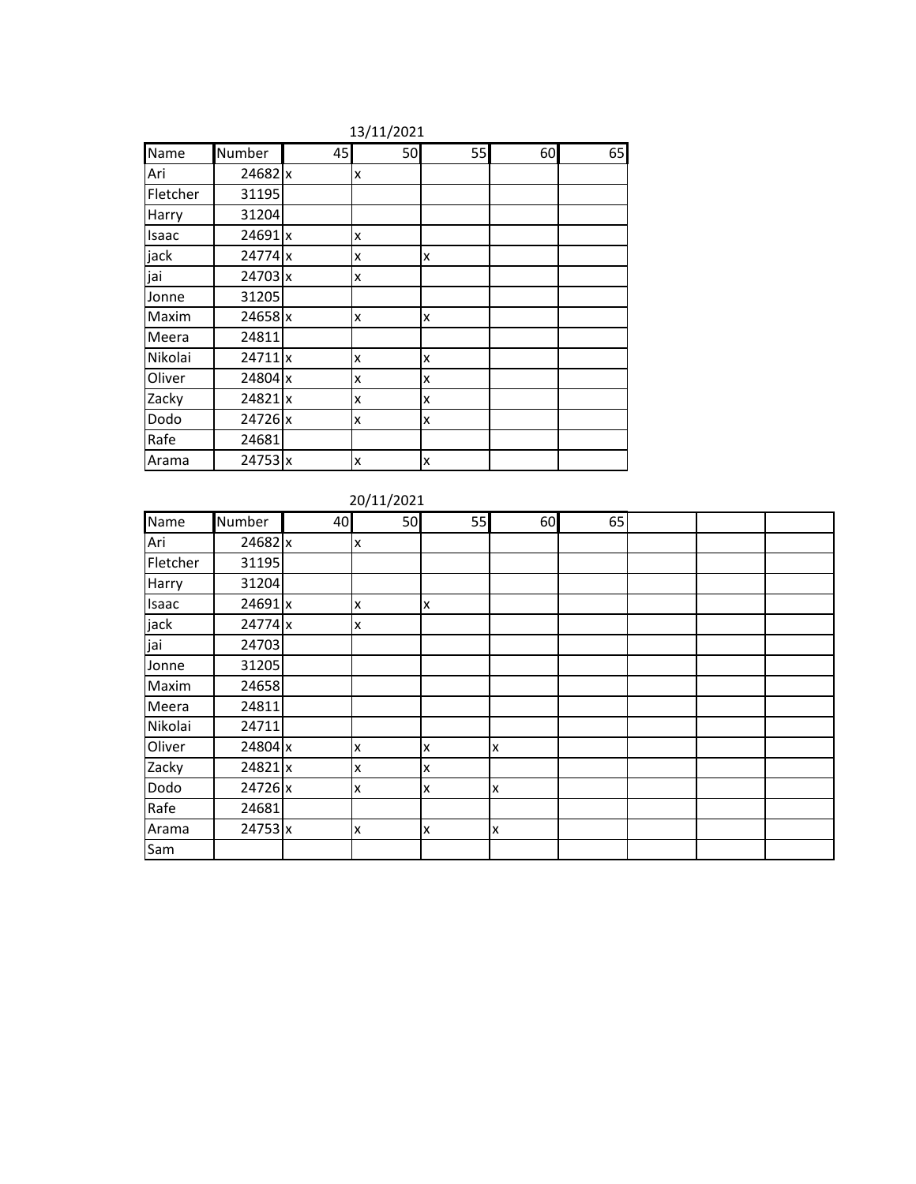13/11/2021

| Name | Number | 45 | 50 | 55 | 60 | 65 |
|---|---|---|---|---|---|---|
| Ari | 24682 | x | x | | | |
| Fletcher | 31195 | | | | | |
| Harry | 31204 | | | | | |
| Isaac | 24691 | x | x | | | |
| jack | 24774 | x | x | x | | |
| jai | 24703 | x | x | | | |
| Jonne | 31205 | | | | | |
| Maxim | 24658 | x | x | x | | |
| Meera | 24811 | | | | | |
| Nikolai | 24711 | x | x | x | | |
| Oliver | 24804 | x | x | x | | |
| Zacky | 24821 | x | x | x | | |
| Dodo | 24726 | x | x | x | | |
| Rafe | 24681 | | | | | |
| Arama | 24753 | x | x | x | | |

20/11/2021

| Name | Number | 40 | 50 | 55 | 60 | 65 | | | |
|---|---|---|---|---|---|---|---|---|---|
| Ari | 24682 | x | x | | | | | | |
| Fletcher | 31195 | | | | | | | | |
| Harry | 31204 | | | | | | | | |
| Isaac | 24691 | x | x | x | | | | | |
| jack | 24774 | x | x | | | | | | |
| jai | 24703 | | | | | | | | |
| Jonne | 31205 | | | | | | | | |
| Maxim | 24658 | | | | | | | | |
| Meera | 24811 | | | | | | | | |
| Nikolai | 24711 | | | | | | | | |
| Oliver | 24804 | x | x | x | x | | | | |
| Zacky | 24821 | x | x | x | | | | | |
| Dodo | 24726 | x | x | x | x | | | | |
| Rafe | 24681 | | | | | | | | |
| Arama | 24753 | x | x | x | x | | | | |
| Sam | | | | | | | | | |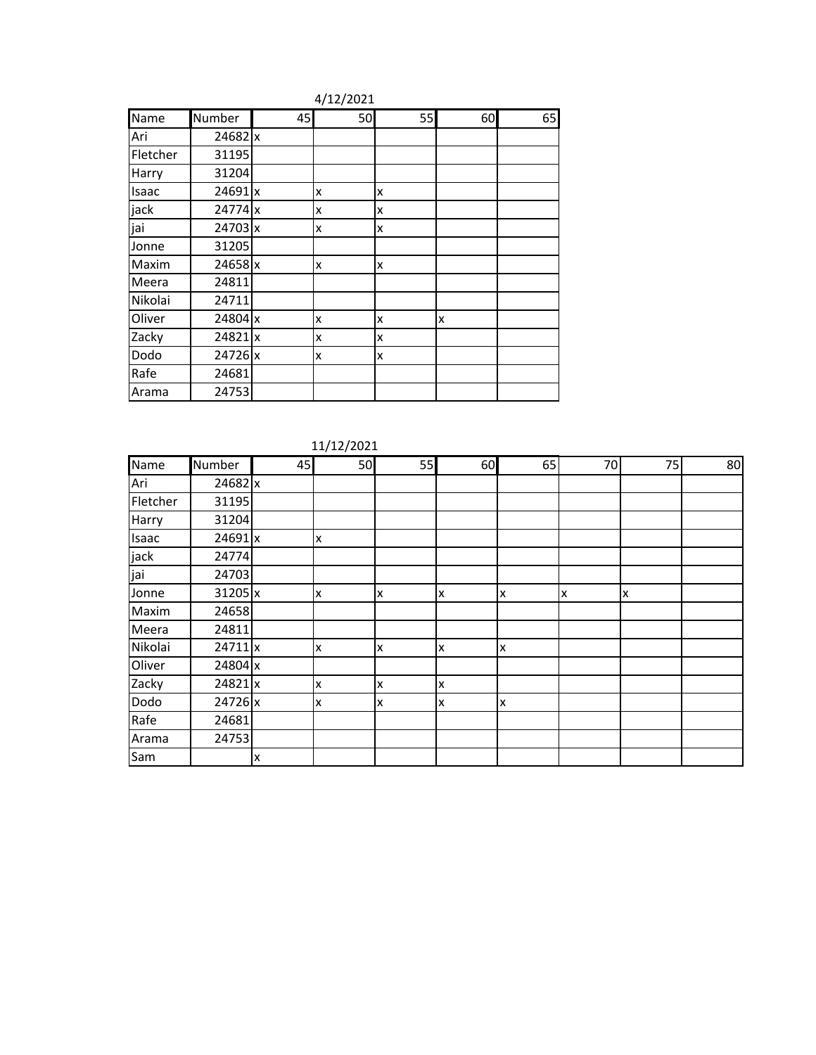4/12/2021

| Name | Number | 45 | 50 | 55 | 60 | 65 |
| --- | --- | --- | --- | --- | --- | --- |
| Ari | 24682 | x | | | | |
| Fletcher | 31195 | | | | | |
| Harry | 31204 | | | | | |
| Isaac | 24691 | x | x | x | | |
| jack | 24774 | x | x | x | | |
| jai | 24703 | x | x | x | | |
| Jonne | 31205 | | | | | |
| Maxim | 24658 | x | x | x | | |
| Meera | 24811 | | | | | |
| Nikolai | 24711 | | | | | |
| Oliver | 24804 | x | x | x | x | |
| Zacky | 24821 | x | x | x | | |
| Dodo | 24726 | x | x | x | | |
| Rafe | 24681 | | | | | |
| Arama | 24753 | | | | | |

11/12/2021

| Name | Number | 45 | 50 | 55 | 60 | 65 | 70 | 75 | 80 |
| --- | --- | --- | --- | --- | --- | --- | --- | --- | --- |
| Ari | 24682 | x | | | | | | | |
| Fletcher | 31195 | | | | | | | | |
| Harry | 31204 | | | | | | | | |
| Isaac | 24691 | x | x | | | | | | |
| jack | 24774 | | | | | | | | |
| jai | 24703 | | | | | | | | |
| Jonne | 31205 | x | x | x | x | x | x | x | |
| Maxim | 24658 | | | | | | | | |
| Meera | 24811 | | | | | | | | |
| Nikolai | 24711 | x | x | x | x | x | | | |
| Oliver | 24804 | x | | | | | | | |
| Zacky | 24821 | x | x | x | x | | | | |
| Dodo | 24726 | x | x | x | x | x | | | |
| Rafe | 24681 | | | | | | | | |
| Arama | 24753 | | | | | | | | |
| Sam | | x | | | | | | | |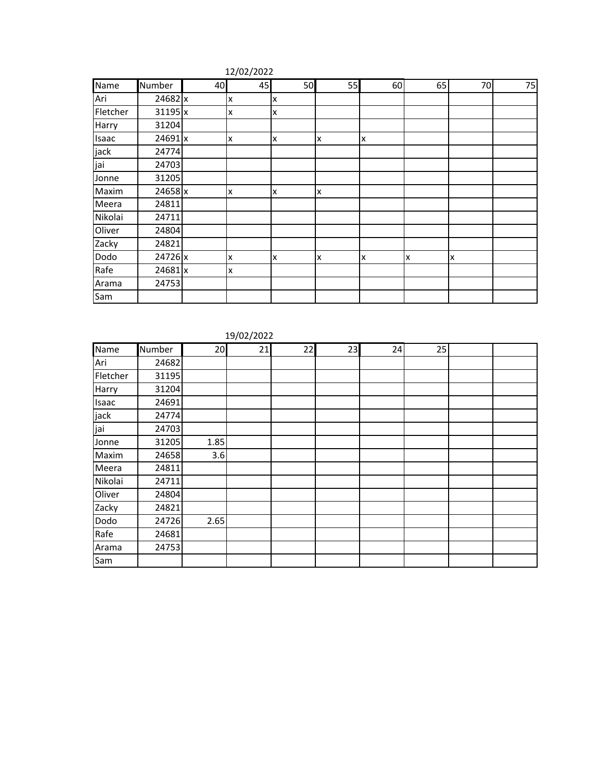12/02/2022

| Name | Number | 40 | 45 | 50 | 55 | 60 | 65 | 70 | 75 |
|---|---|---|---|---|---|---|---|---|---|
| Ari | 24682 | x | x | x | | | | | |
| Fletcher | 31195 | x | x | x | | | | | |
| Harry | 31204 | | | | | | | | |
| Isaac | 24691 | x | x | x | x | x | | | |
| jack | 24774 | | | | | | | | |
| jai | 24703 | | | | | | | | |
| Jonne | 31205 | | | | | | | | |
| Maxim | 24658 | x | x | x | x | | | | |
| Meera | 24811 | | | | | | | | |
| Nikolai | 24711 | | | | | | | | |
| Oliver | 24804 | | | | | | | | |
| Zacky | 24821 | | | | | | | | |
| Dodo | 24726 | x | x | x | x | x | x | x | |
| Rafe | 24681 | x | x | | | | | | |
| Arama | 24753 | | | | | | | | |
| Sam | | | | | | | | | |

19/02/2022

| Name | Number | 20 | 21 | 22 | 23 | 24 | 25 | | |
|---|---|---|---|---|---|---|---|---|---|
| Ari | 24682 | | | | | | | | |
| Fletcher | 31195 | | | | | | | | |
| Harry | 31204 | | | | | | | | |
| Isaac | 24691 | | | | | | | | |
| jack | 24774 | | | | | | | | |
| jai | 24703 | | | | | | | | |
| Jonne | 31205 | 1.85 | | | | | | | |
| Maxim | 24658 | 3.6 | | | | | | | |
| Meera | 24811 | | | | | | | | |
| Nikolai | 24711 | | | | | | | | |
| Oliver | 24804 | | | | | | | | |
| Zacky | 24821 | | | | | | | | |
| Dodo | 24726 | 2.65 | | | | | | | |
| Rafe | 24681 | | | | | | | | |
| Arama | 24753 | | | | | | | | |
| Sam | | | | | | | | | |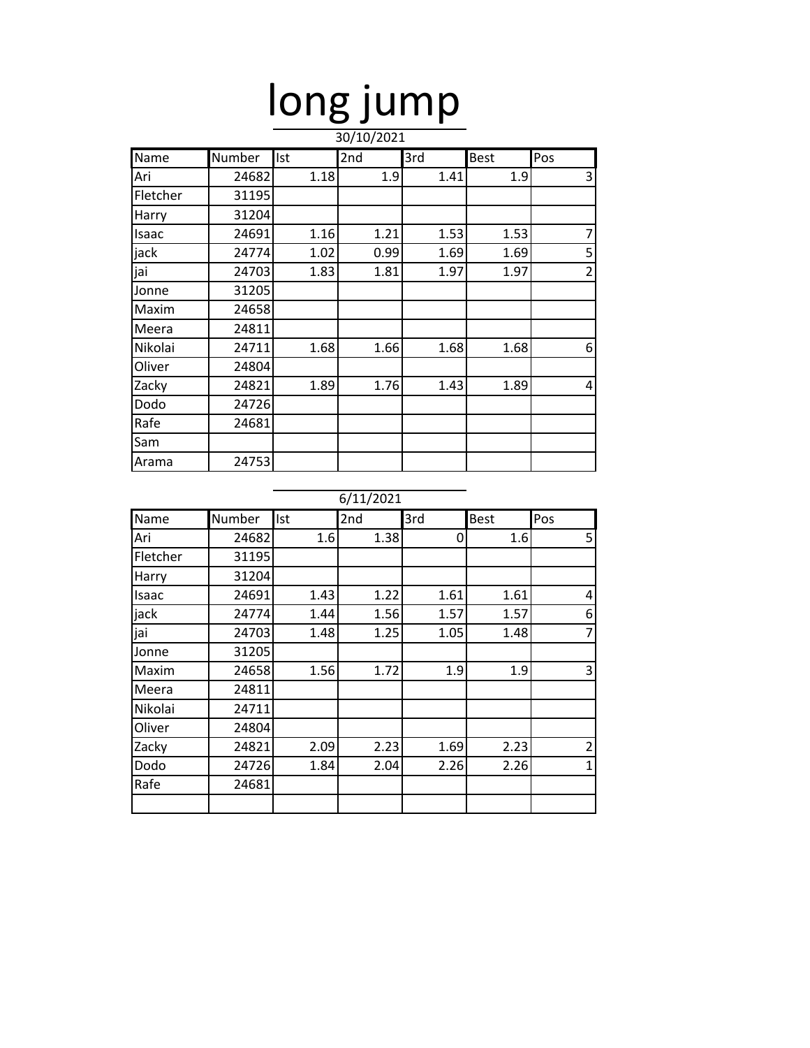# long jump

30/10/2021

| Name | Number | Ist | 2nd | 3rd | Best | Pos |
| --- | --- | --- | --- | --- | --- | --- |
| Ari | 24682 | 1.18 | 1.9 | 1.41 | 1.9 | 3 |
| Fletcher | 31195 | | | | | |
| Harry | 31204 | | | | | |
| Isaac | 24691 | 1.16 | 1.21 | 1.53 | 1.53 | 7 |
| jack | 24774 | 1.02 | 0.99 | 1.69 | 1.69 | 5 |
| jai | 24703 | 1.83 | 1.81 | 1.97 | 1.97 | 2 |
| Jonne | 31205 | | | | | |
| Maxim | 24658 | | | | | |
| Meera | 24811 | | | | | |
| Nikolai | 24711 | 1.68 | 1.66 | 1.68 | 1.68 | 6 |
| Oliver | 24804 | | | | | |
| Zacky | 24821 | 1.89 | 1.76 | 1.43 | 1.89 | 4 |
| Dodo | 24726 | | | | | |
| Rafe | 24681 | | | | | |
| Sam | | | | | | |
| Arama | 24753 | | | | | |

6/11/2021

| Name | Number | Ist | 2nd | 3rd | Best | Pos |
| --- | --- | --- | --- | --- | --- | --- |
| Ari | 24682 | 1.6 | 1.38 | 0 | 1.6 | 5 |
| Fletcher | 31195 | | | | | |
| Harry | 31204 | | | | | |
| Isaac | 24691 | 1.43 | 1.22 | 1.61 | 1.61 | 4 |
| jack | 24774 | 1.44 | 1.56 | 1.57 | 1.57 | 6 |
| jai | 24703 | 1.48 | 1.25 | 1.05 | 1.48 | 7 |
| Jonne | 31205 | | | | | |
| Maxim | 24658 | 1.56 | 1.72 | 1.9 | 1.9 | 3 |
| Meera | 24811 | | | | | |
| Nikolai | 24711 | | | | | |
| Oliver | 24804 | | | | | |
| Zacky | 24821 | 2.09 | 2.23 | 1.69 | 2.23 | 2 |
| Dodo | 24726 | 1.84 | 2.04 | 2.26 | 2.26 | 1 |
| Rafe | 24681 | | | | | |
| | | | | | | |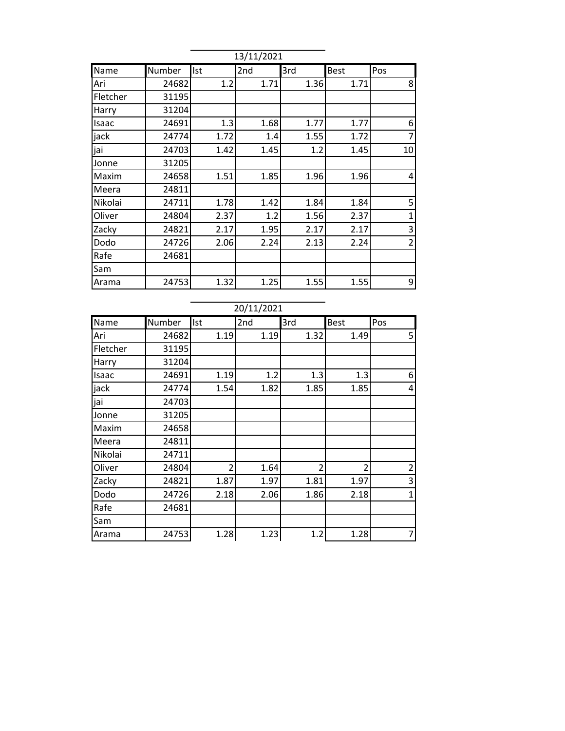13/11/2021

| Name | Number | Ist | 2nd | 3rd | Best | Pos |
|---|---|---|---|---|---|---|
| Ari | 24682 | 1.2 | 1.71 | 1.36 | 1.71 | 8 |
| Fletcher | 31195 | | | | | |
| Harry | 31204 | | | | | |
| Isaac | 24691 | 1.3 | 1.68 | 1.77 | 1.77 | 6 |
| jack | 24774 | 1.72 | 1.4 | 1.55 | 1.72 | 7 |
| jai | 24703 | 1.42 | 1.45 | 1.2 | 1.45 | 10 |
| Jonne | 31205 | | | | | |
| Maxim | 24658 | 1.51 | 1.85 | 1.96 | 1.96 | 4 |
| Meera | 24811 | | | | | |
| Nikolai | 24711 | 1.78 | 1.42 | 1.84 | 1.84 | 5 |
| Oliver | 24804 | 2.37 | 1.2 | 1.56 | 2.37 | 1 |
| Zacky | 24821 | 2.17 | 1.95 | 2.17 | 2.17 | 3 |
| Dodo | 24726 | 2.06 | 2.24 | 2.13 | 2.24 | 2 |
| Rafe | 24681 | | | | | |
| Sam | | | | | | |
| Arama | 24753 | 1.32 | 1.25 | 1.55 | 1.55 | 9 |

20/11/2021

| Name | Number | Ist | 2nd | 3rd | Best | Pos |
|---|---|---|---|---|---|---|
| Ari | 24682 | 1.19 | 1.19 | 1.32 | 1.49 | 5 |
| Fletcher | 31195 | | | | | |
| Harry | 31204 | | | | | |
| Isaac | 24691 | 1.19 | 1.2 | 1.3 | 1.3 | 6 |
| jack | 24774 | 1.54 | 1.82 | 1.85 | 1.85 | 4 |
| jai | 24703 | | | | | |
| Jonne | 31205 | | | | | |
| Maxim | 24658 | | | | | |
| Meera | 24811 | | | | | |
| Nikolai | 24711 | | | | | |
| Oliver | 24804 | 2 | 1.64 | 2 | 2 | 2 |
| Zacky | 24821 | 1.87 | 1.97 | 1.81 | 1.97 | 3 |
| Dodo | 24726 | 2.18 | 2.06 | 1.86 | 2.18 | 1 |
| Rafe | 24681 | | | | | |
| Sam | | | | | | |
| Arama | 24753 | 1.28 | 1.23 | 1.2 | 1.28 | 7 |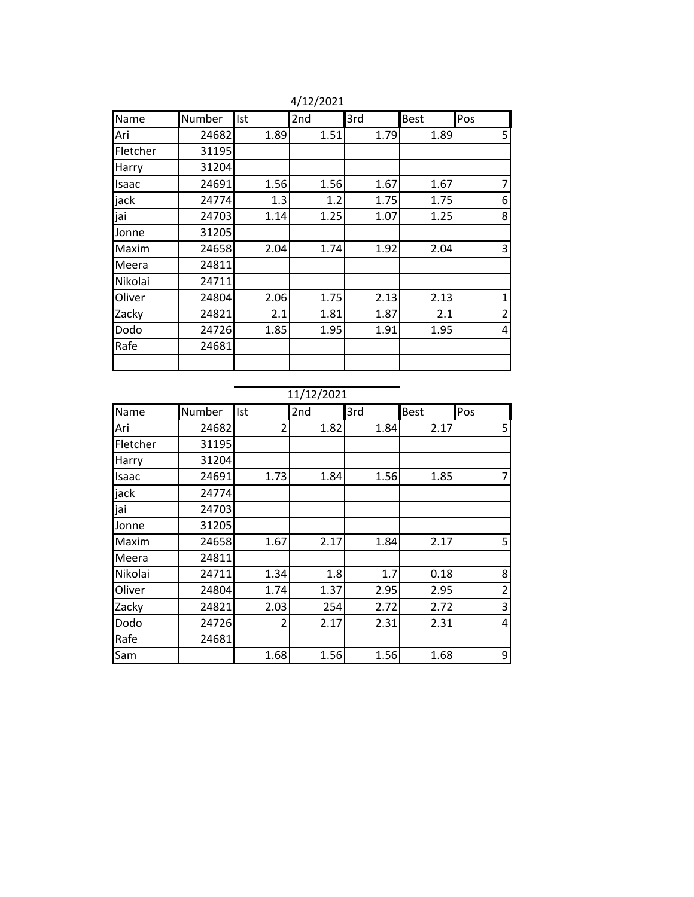4/12/2021

| Name | Number | Ist | 2nd | 3rd | Best | Pos |
|---|---|---|---|---|---|---|
| Ari | 24682 | 1.89 | 1.51 | 1.79 | 1.89 | 5 |
| Fletcher | 31195 | | | | | |
| Harry | 31204 | | | | | |
| Isaac | 24691 | 1.56 | 1.56 | 1.67 | 1.67 | 7 |
| jack | 24774 | 1.3 | 1.2 | 1.75 | 1.75 | 6 |
| jai | 24703 | 1.14 | 1.25 | 1.07 | 1.25 | 8 |
| Jonne | 31205 | | | | | |
| Maxim | 24658 | 2.04 | 1.74 | 1.92 | 2.04 | 3 |
| Meera | 24811 | | | | | |
| Nikolai | 24711 | | | | | |
| Oliver | 24804 | 2.06 | 1.75 | 2.13 | 2.13 | 1 |
| Zacky | 24821 | 2.1 | 1.81 | 1.87 | 2.1 | 2 |
| Dodo | 24726 | 1.85 | 1.95 | 1.91 | 1.95 | 4 |
| Rafe | 24681 | | | | | |
| | | | | | | |

11/12/2021

| Name | Number | Ist | 2nd | 3rd | Best | Pos |
|---|---|---|---|---|---|---|
| Ari | 24682 | 2 | 1.82 | 1.84 | 2.17 | 5 |
| Fletcher | 31195 | | | | | |
| Harry | 31204 | | | | | |
| Isaac | 24691 | 1.73 | 1.84 | 1.56 | 1.85 | 7 |
| jack | 24774 | | | | | |
| jai | 24703 | | | | | |
| Jonne | 31205 | | | | | |
| Maxim | 24658 | 1.67 | 2.17 | 1.84 | 2.17 | 5 |
| Meera | 24811 | | | | | |
| Nikolai | 24711 | 1.34 | 1.8 | 1.7 | 0.18 | 8 |
| Oliver | 24804 | 1.74 | 1.37 | 2.95 | 2.95 | 2 |
| Zacky | 24821 | 2.03 | 254 | 2.72 | 2.72 | 3 |
| Dodo | 24726 | 2 | 2.17 | 2.31 | 2.31 | 4 |
| Rafe | 24681 | | | | | |
| Sam | | 1.68 | 1.56 | 1.56 | 1.68 | 9 |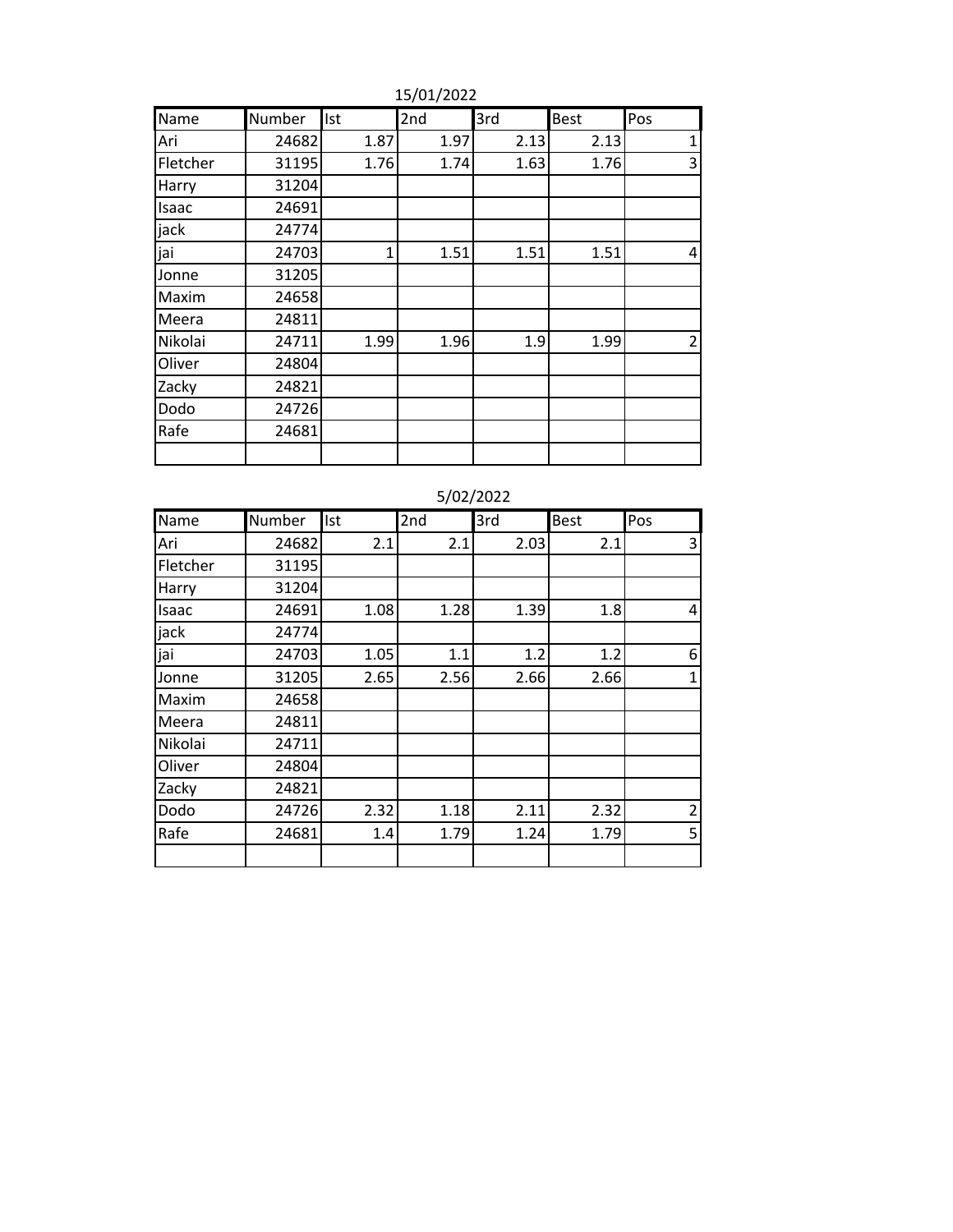15/01/2022

| Name | Number | Ist | 2nd | 3rd | Best | Pos |
|---|---|---|---|---|---|---|
| Ari | 24682 | 1.87 | 1.97 | 2.13 | 2.13 | 1 |
| Fletcher | 31195 | 1.76 | 1.74 | 1.63 | 1.76 | 3 |
| Harry | 31204 | | | | | |
| Isaac | 24691 | | | | | |
| jack | 24774 | | | | | |
| jai | 24703 | 1 | 1.51 | 1.51 | 1.51 | 4 |
| Jonne | 31205 | | | | | |
| Maxim | 24658 | | | | | |
| Meera | 24811 | | | | | |
| Nikolai | 24711 | 1.99 | 1.96 | 1.9 | 1.99 | 2 |
| Oliver | 24804 | | | | | |
| Zacky | 24821 | | | | | |
| Dodo | 24726 | | | | | |
| Rafe | 24681 | | | | | |
| | | | | | | |

5/02/2022

| Name | Number | Ist | 2nd | 3rd | Best | Pos |
|---|---|---|---|---|---|---|
| Ari | 24682 | 2.1 | 2.1 | 2.03 | 2.1 | 3 |
| Fletcher | 31195 | | | | | |
| Harry | 31204 | | | | | |
| Isaac | 24691 | 1.08 | 1.28 | 1.39 | 1.8 | 4 |
| jack | 24774 | | | | | |
| jai | 24703 | 1.05 | 1.1 | 1.2 | 1.2 | 6 |
| Jonne | 31205 | 2.65 | 2.56 | 2.66 | 2.66 | 1 |
| Maxim | 24658 | | | | | |
| Meera | 24811 | | | | | |
| Nikolai | 24711 | | | | | |
| Oliver | 24804 | | | | | |
| Zacky | 24821 | | | | | |
| Dodo | 24726 | 2.32 | 1.18 | 2.11 | 2.32 | 2 |
| Rafe | 24681 | 1.4 | 1.79 | 1.24 | 1.79 | 5 |
| | | | | | | |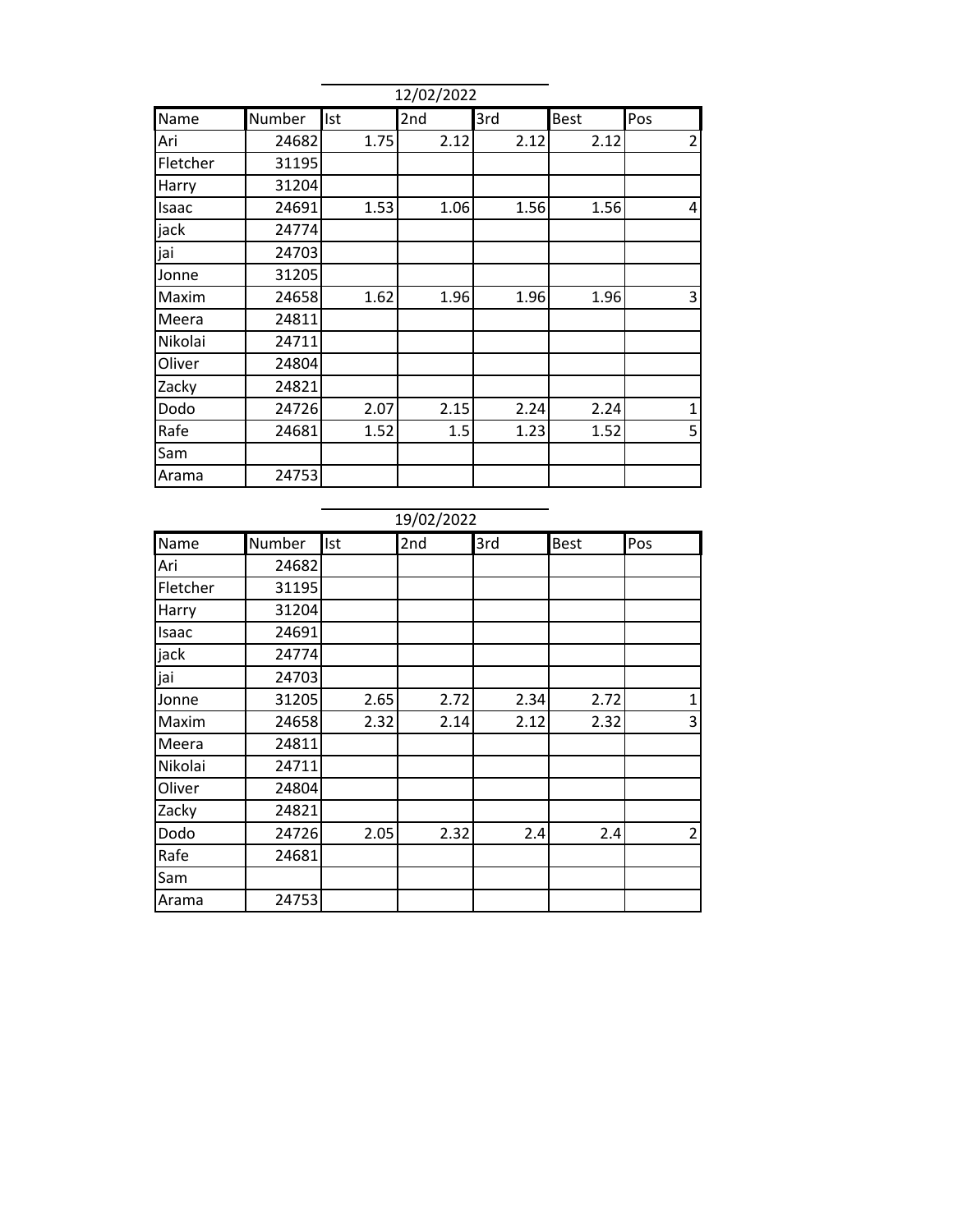12/02/2022

| Name | Number | Ist | 2nd | 3rd | Best | Pos |
|---|---|---|---|---|---|---|
| Ari | 24682 | 1.75 | 2.12 | 2.12 | 2.12 | 2 |
| Fletcher | 31195 | | | | | |
| Harry | 31204 | | | | | |
| Isaac | 24691 | 1.53 | 1.06 | 1.56 | 1.56 | 4 |
| jack | 24774 | | | | | |
| jai | 24703 | | | | | |
| Jonne | 31205 | | | | | |
| Maxim | 24658 | 1.62 | 1.96 | 1.96 | 1.96 | 3 |
| Meera | 24811 | | | | | |
| Nikolai | 24711 | | | | | |
| Oliver | 24804 | | | | | |
| Zacky | 24821 | | | | | |
| Dodo | 24726 | 2.07 | 2.15 | 2.24 | 2.24 | 1 |
| Rafe | 24681 | 1.52 | 1.5 | 1.23 | 1.52 | 5 |
| Sam | | | | | | |
| Arama | 24753 | | | | | |

19/02/2022

| Name | Number | Ist | 2nd | 3rd | Best | Pos |
|---|---|---|---|---|---|---|
| Ari | 24682 | | | | | |
| Fletcher | 31195 | | | | | |
| Harry | 31204 | | | | | |
| Isaac | 24691 | | | | | |
| jack | 24774 | | | | | |
| jai | 24703 | | | | | |
| Jonne | 31205 | 2.65 | 2.72 | 2.34 | 2.72 | 1 |
| Maxim | 24658 | 2.32 | 2.14 | 2.12 | 2.32 | 3 |
| Meera | 24811 | | | | | |
| Nikolai | 24711 | | | | | |
| Oliver | 24804 | | | | | |
| Zacky | 24821 | | | | | |
| Dodo | 24726 | 2.05 | 2.32 | 2.4 | 2.4 | 2 |
| Rafe | 24681 | | | | | |
| Sam | | | | | | |
| Arama | 24753 | | | | | |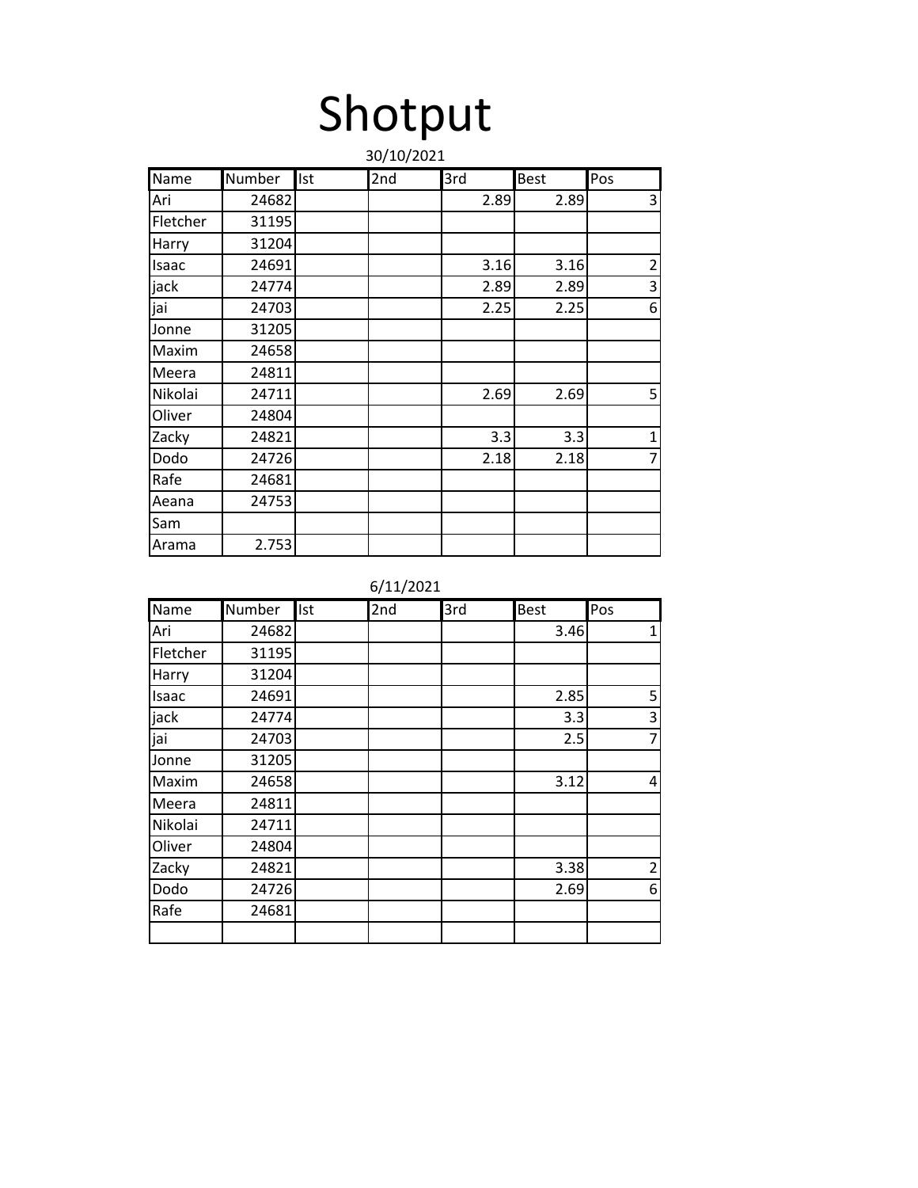# Shotput

30/10/2021

| Name | Number | Ist | 2nd | 3rd | Best | Pos |
|---|---|---|---|---|---|---|
| Ari | 24682 | | | 2.89 | 2.89 | 3 |
| Fletcher | 31195 | | | | | |
| Harry | 31204 | | | | | |
| Isaac | 24691 | | | 3.16 | 3.16 | 2 |
| jack | 24774 | | | 2.89 | 2.89 | 3 |
| jai | 24703 | | | 2.25 | 2.25 | 6 |
| Jonne | 31205 | | | | | |
| Maxim | 24658 | | | | | |
| Meera | 24811 | | | | | |
| Nikolai | 24711 | | | 2.69 | 2.69 | 5 |
| Oliver | 24804 | | | | | |
| Zacky | 24821 | | | 3.3 | 3.3 | 1 |
| Dodo | 24726 | | | 2.18 | 2.18 | 7 |
| Rafe | 24681 | | | | | |
| Aeana | 24753 | | | | | |
| Sam | | | | | | |
| Arama | 2.753 | | | | | |

6/11/2021

| Name | Number | Ist | 2nd | 3rd | Best | Pos |
|---|---|---|---|---|---|---|
| Ari | 24682 | | | | 3.46 | 1 |
| Fletcher | 31195 | | | | | |
| Harry | 31204 | | | | | |
| Isaac | 24691 | | | | 2.85 | 5 |
| jack | 24774 | | | | 3.3 | 3 |
| jai | 24703 | | | | 2.5 | 7 |
| Jonne | 31205 | | | | | |
| Maxim | 24658 | | | | 3.12 | 4 |
| Meera | 24811 | | | | | |
| Nikolai | 24711 | | | | | |
| Oliver | 24804 | | | | | |
| Zacky | 24821 | | | | 3.38 | 2 |
| Dodo | 24726 | | | | 2.69 | 6 |
| Rafe | 24681 | | | | | |
| | | | | | | |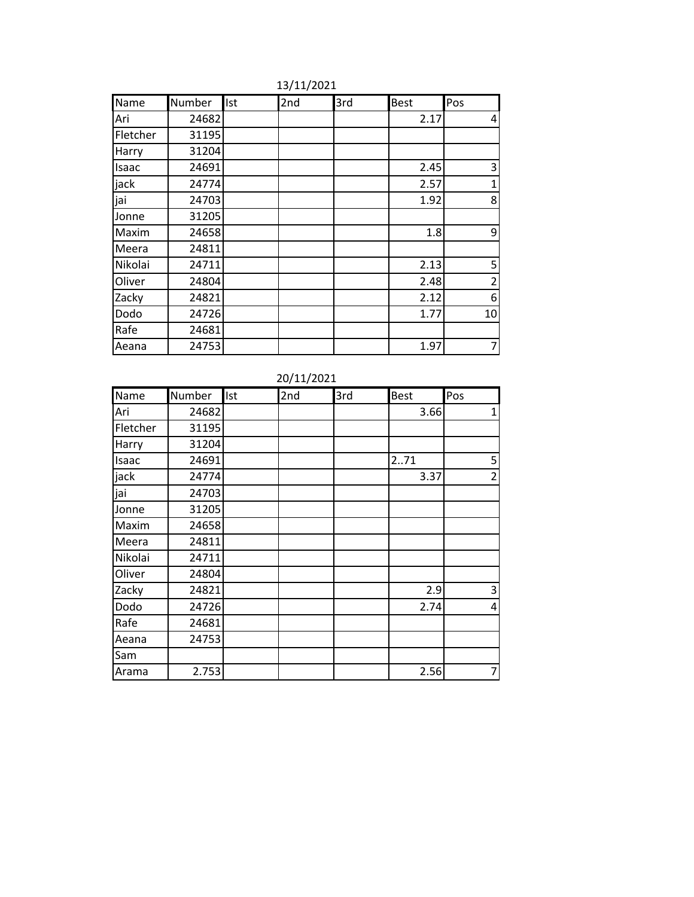13/11/2021

| Name | Number | Ist | 2nd | 3rd | Best | Pos |
|---|---|---|---|---|---|---|
| Ari | 24682 | | | | 2.17 | 4 |
| Fletcher | 31195 | | | | | |
| Harry | 31204 | | | | | |
| Isaac | 24691 | | | | 2.45 | 3 |
| jack | 24774 | | | | 2.57 | 1 |
| jai | 24703 | | | | 1.92 | 8 |
| Jonne | 31205 | | | | | |
| Maxim | 24658 | | | | 1.8 | 9 |
| Meera | 24811 | | | | | |
| Nikolai | 24711 | | | | 2.13 | 5 |
| Oliver | 24804 | | | | 2.48 | 2 |
| Zacky | 24821 | | | | 2.12 | 6 |
| Dodo | 24726 | | | | 1.77 | 10 |
| Rafe | 24681 | | | | | |
| Aeana | 24753 | | | | 1.97 | 7 |

20/11/2021

| Name | Number | Ist | 2nd | 3rd | Best | Pos |
|---|---|---|---|---|---|---|
| Ari | 24682 | | | | 3.66 | 1 |
| Fletcher | 31195 | | | | | |
| Harry | 31204 | | | | | |
| Isaac | 24691 | | | | 2..71 | 5 |
| jack | 24774 | | | | 3.37 | 2 |
| jai | 24703 | | | | | |
| Jonne | 31205 | | | | | |
| Maxim | 24658 | | | | | |
| Meera | 24811 | | | | | |
| Nikolai | 24711 | | | | | |
| Oliver | 24804 | | | | | |
| Zacky | 24821 | | | | 2.9 | 3 |
| Dodo | 24726 | | | | 2.74 | 4 |
| Rafe | 24681 | | | | | |
| Aeana | 24753 | | | | | |
| Sam | | | | | | |
| Arama | 2.753 | | | | 2.56 | 7 |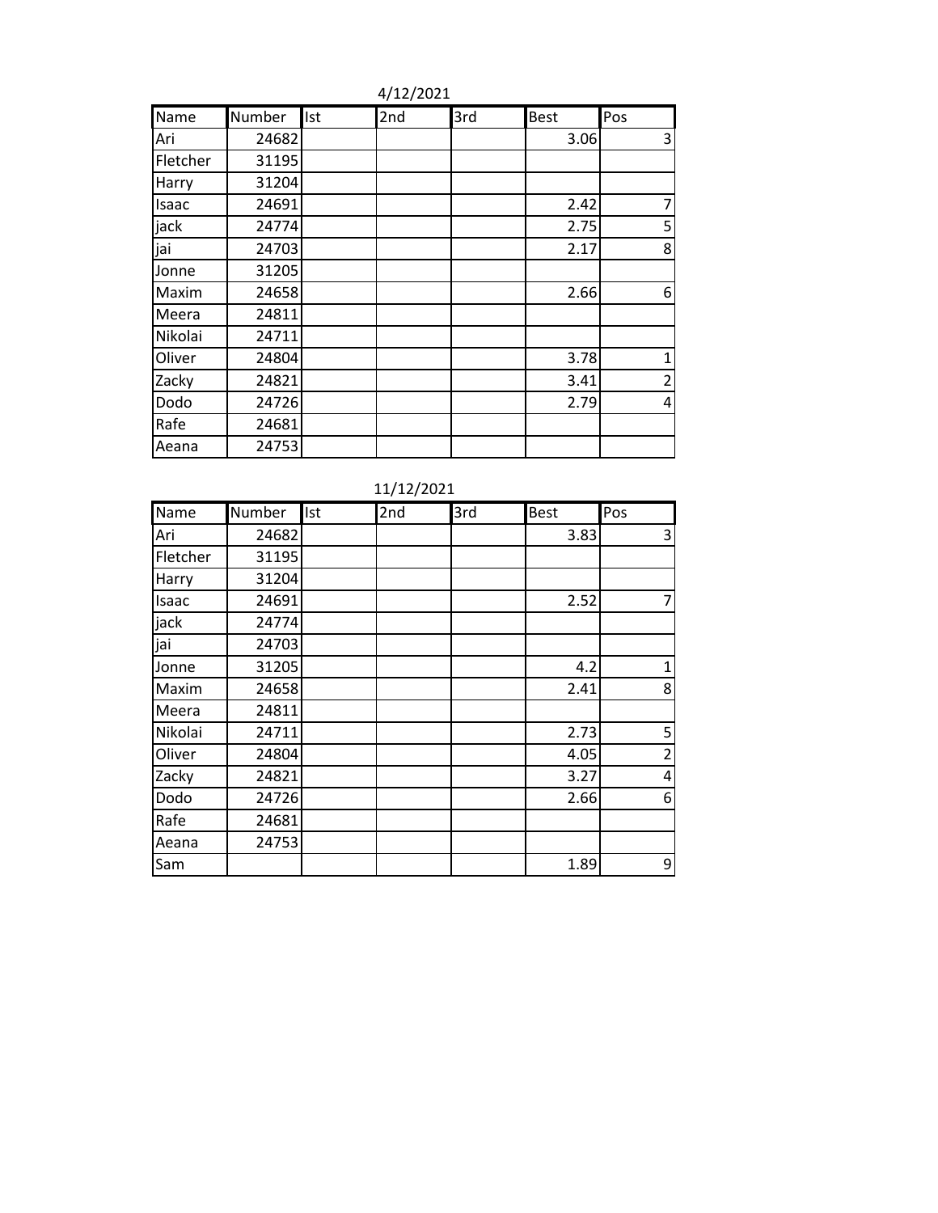4/12/2021

| Name | Number | Ist | 2nd | 3rd | Best | Pos |
|---|---|---|---|---|---|---|
| Ari | 24682 | | | | 3.06 | 3 |
| Fletcher | 31195 | | | | | |
| Harry | 31204 | | | | | |
| Isaac | 24691 | | | | 2.42 | 7 |
| jack | 24774 | | | | 2.75 | 5 |
| jai | 24703 | | | | 2.17 | 8 |
| Jonne | 31205 | | | | | |
| Maxim | 24658 | | | | 2.66 | 6 |
| Meera | 24811 | | | | | |
| Nikolai | 24711 | | | | | |
| Oliver | 24804 | | | | 3.78 | 1 |
| Zacky | 24821 | | | | 3.41 | 2 |
| Dodo | 24726 | | | | 2.79 | 4 |
| Rafe | 24681 | | | | | |
| Aeana | 24753 | | | | | |

11/12/2021

| Name | Number | Ist | 2nd | 3rd | Best | Pos |
|---|---|---|---|---|---|---|
| Ari | 24682 | | | | 3.83 | 3 |
| Fletcher | 31195 | | | | | |
| Harry | 31204 | | | | | |
| Isaac | 24691 | | | | 2.52 | 7 |
| jack | 24774 | | | | | |
| jai | 24703 | | | | | |
| Jonne | 31205 | | | | 4.2 | 1 |
| Maxim | 24658 | | | | 2.41 | 8 |
| Meera | 24811 | | | | | |
| Nikolai | 24711 | | | | 2.73 | 5 |
| Oliver | 24804 | | | | 4.05 | 2 |
| Zacky | 24821 | | | | 3.27 | 4 |
| Dodo | 24726 | | | | 2.66 | 6 |
| Rafe | 24681 | | | | | |
| Aeana | 24753 | | | | | |
| Sam | | | | | 1.89 | 9 |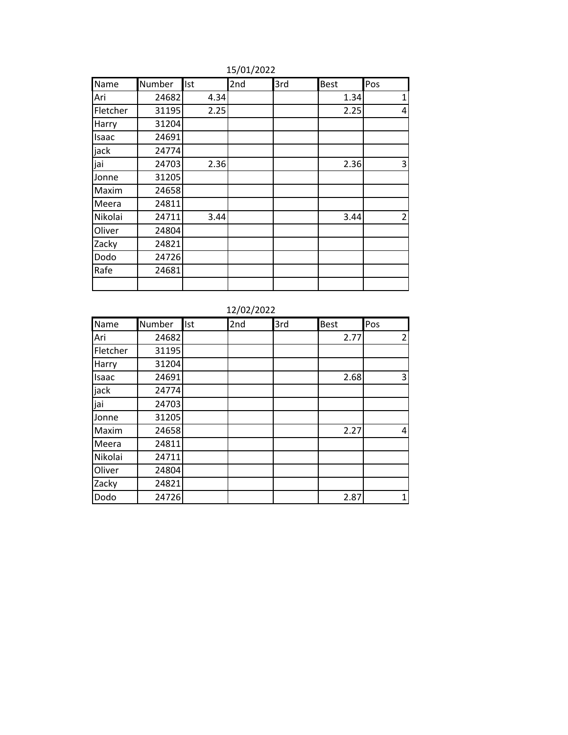15/01/2022

| Name | Number | Ist | 2nd | 3rd | Best | Pos |
|---|---|---|---|---|---|---|
| Ari | 24682 | 4.34 | | | 1.34 | 1 |
| Fletcher | 31195 | 2.25 | | | 2.25 | 4 |
| Harry | 31204 | | | | | |
| Isaac | 24691 | | | | | |
| jack | 24774 | | | | | |
| jai | 24703 | 2.36 | | | 2.36 | 3 |
| Jonne | 31205 | | | | | |
| Maxim | 24658 | | | | | |
| Meera | 24811 | | | | | |
| Nikolai | 24711 | 3.44 | | | 3.44 | 2 |
| Oliver | 24804 | | | | | |
| Zacky | 24821 | | | | | |
| Dodo | 24726 | | | | | |
| Rafe | 24681 | | | | | |
| | | | | | | |

12/02/2022

| Name | Number | Ist | 2nd | 3rd | Best | Pos |
|---|---|---|---|---|---|---|
| Ari | 24682 | | | | 2.77 | 2 |
| Fletcher | 31195 | | | | | |
| Harry | 31204 | | | | | |
| Isaac | 24691 | | | | 2.68 | 3 |
| jack | 24774 | | | | | |
| jai | 24703 | | | | | |
| Jonne | 31205 | | | | | |
| Maxim | 24658 | | | | 2.27 | 4 |
| Meera | 24811 | | | | | |
| Nikolai | 24711 | | | | | |
| Oliver | 24804 | | | | | |
| Zacky | 24821 | | | | | |
| Dodo | 24726 | | | | 2.87 | 1 |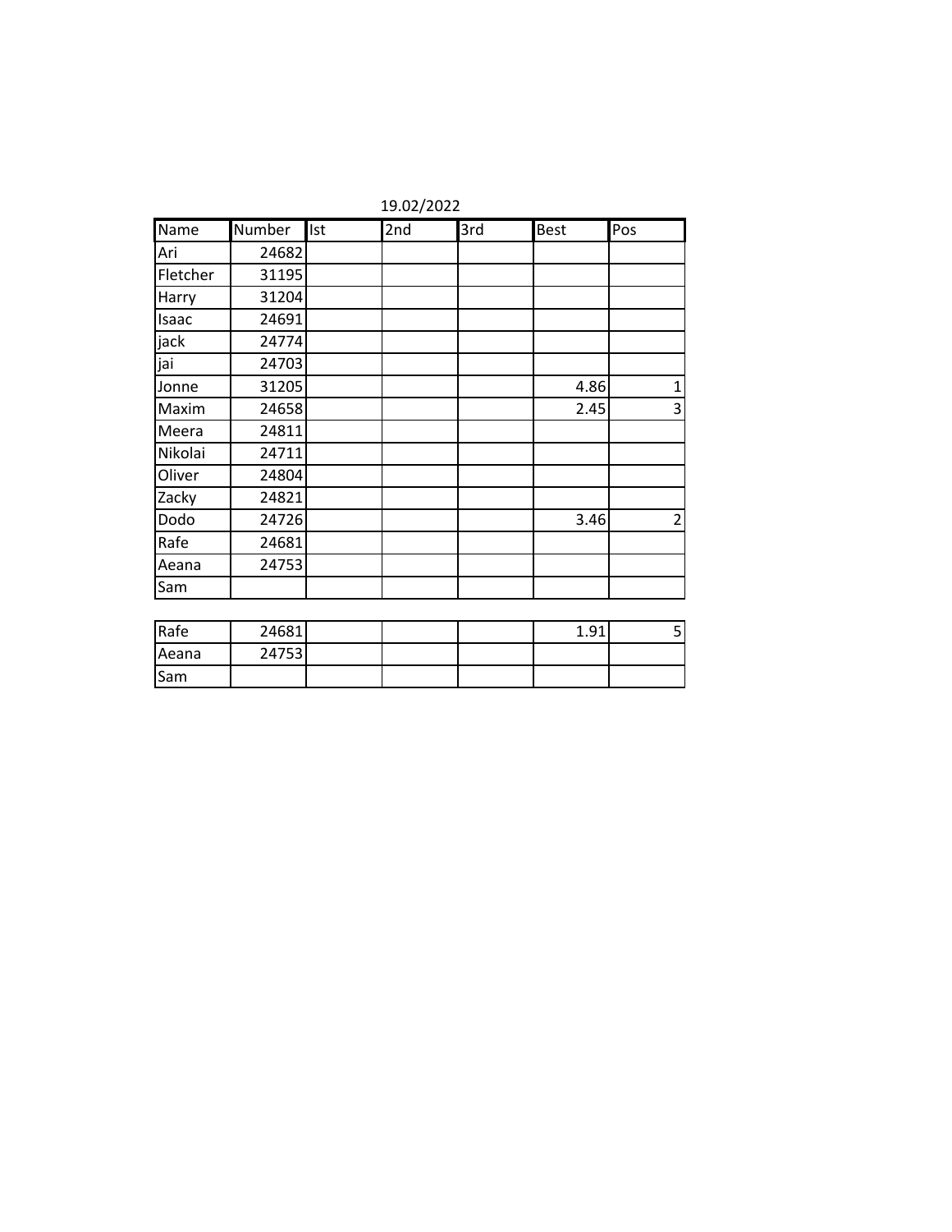19.02/2022

| Name | Number | Ist | 2nd | 3rd | Best | Pos |
|---|---|---|---|---|---|---|
| Ari | 24682 | | | | | |
| Fletcher | 31195 | | | | | |
| Harry | 31204 | | | | | |
| Isaac | 24691 | | | | | |
| jack | 24774 | | | | | |
| jai | 24703 | | | | | |
| Jonne | 31205 | | | | 4.86 | 1 |
| Maxim | 24658 | | | | 2.45 | 3 |
| Meera | 24811 | | | | | |
| Nikolai | 24711 | | | | | |
| Oliver | 24804 | | | | | |
| Zacky | 24821 | | | | | |
| Dodo | 24726 | | | | 3.46 | 2 |
| Rafe | 24681 | | | | | |
| Aeana | 24753 | | | | | |
| Sam | | | | | | |

| | | | | | | |
|---|---|---|---|---|---|---|
| Rafe | 24681 | | | | 1.91 | 5 |
| Aeana | 24753 | | | | | |
| Sam | | | | | | |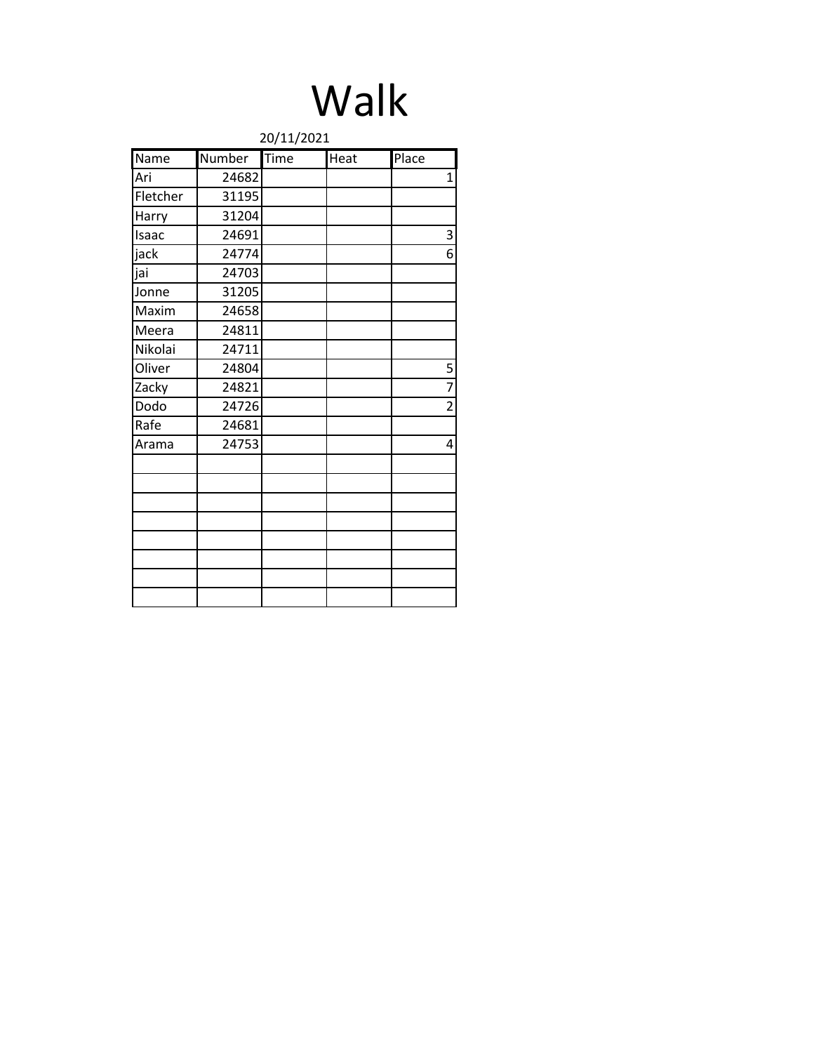# Walk

20/11/2021

| Name | Number | Time | Heat | Place |
|---|---|---|---|---|
| Ari | 24682 | | | 1 |
| Fletcher | 31195 | | | |
| Harry | 31204 | | | |
| Isaac | 24691 | | | 3 |
| jack | 24774 | | | 6 |
| jai | 24703 | | | |
| Jonne | 31205 | | | |
| Maxim | 24658 | | | |
| Meera | 24811 | | | |
| Nikolai | 24711 | | | |
| Oliver | 24804 | | | 5 |
| Zacky | 24821 | | | 7 |
| Dodo | 24726 | | | 2 |
| Rafe | 24681 | | | |
| Arama | 24753 | | | 4 |
| | | | | |
| | | | | |
| | | | | |
| | | | | |
| | | | | |
| | | | | |
| | | | | |
| | | | | |